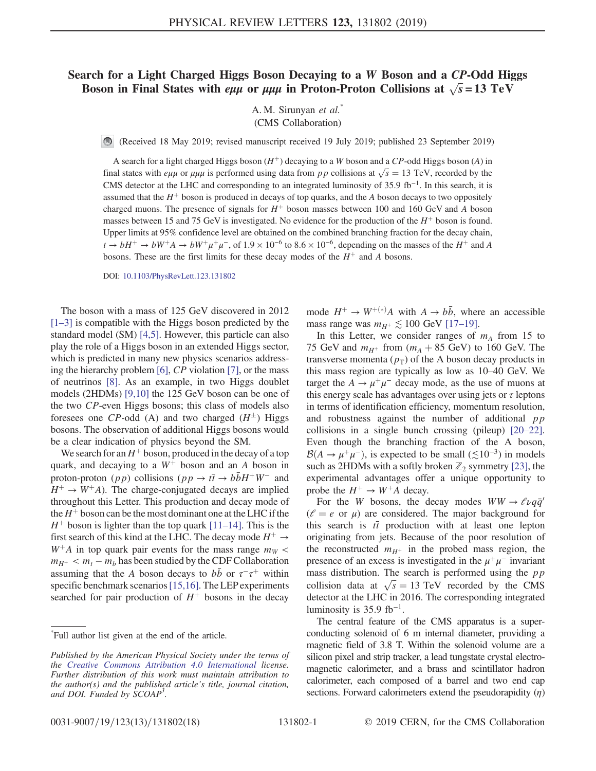# Search for a Light Charged Higgs Boson Decaying to a $W$ Boson and a $CP$-Odd Higgs Boson in Final States with $e\mu\mu$ or $\mu\mu\mu$ in Proton-Proton Collisions at $\sqrt{s} = 13$ TeV

A. M. Sirunyan *et al.*[*]

(CMS Collaboration)

(Received 18 May 2019; revised manuscript received 19 July 2019; published 23 September 2019)

A search for a light charged Higgs boson ($H^+$) decaying to a $W$ boson and a $CP$-odd Higgs boson ($A$) in final states with $e\mu\mu$ or $\mu\mu\mu$ is performed using data from $pp$ collisions at $\sqrt{s} = 13$ TeV, recorded by the CMS detector at the LHC and corresponding to an integrated luminosity of 35.9 fb$^{-1}$. In this search, it is assumed that the $H^+$ boson is produced in decays of top quarks, and the $A$ boson decays to two oppositely charged muons. The presence of signals for $H^+$ boson masses between 100 and 160 GeV and $A$ boson masses between 15 and 75 GeV is investigated. No evidence for the production of the $H^+$ boson is found. Upper limits at 95% confidence level are obtained on the combined branching fraction for the decay chain, $t \to bH^+ \to bW^+A \to bW^+\mu^+\mu^-$, of $1.9 \times 10^{-6}$ to $8.6 \times 10^{-6}$, depending on the masses of the $H^+$ and $A$ bosons. These are the first limits for these decay modes of the $H^+$ and $A$ bosons.

DOI: 10.1103/PhysRevLett.123.131802

The boson with a mass of 125 GeV discovered in 2012 [1–3] is compatible with the Higgs boson predicted by the standard model (SM) [4,5]. However, this particle can also play the role of a Higgs boson in an extended Higgs sector, which is predicted in many new physics scenarios addressing the hierarchy problem [6], $CP$ violation [7], or the mass of neutrinos [8]. As an example, in two Higgs doublet models (2HDMs) [9,10] the 125 GeV boson can be one of the two $CP$-even Higgs bosons; this class of models also foresees one $CP$-odd (A) and two charged ($H^{\pm}$) Higgs bosons. The observation of additional Higgs bosons would be a clear indication of physics beyond the SM.

We search for an $H^+$ boson, produced in the decay of a top quark, and decaying to a $W^+$ boson and an $A$ boson in proton-proton ($pp$) collisions ($pp \to t\bar{t} \to b\bar{b}H^+W^-$ and $H^+ \to W^+A$). The charge-conjugated decays are implied throughout this Letter. This production and decay mode of the $H^+$ boson can be the most dominant one at the LHC if the $H^+$ boson is lighter than the top quark [11–14]. This is the first search of this kind at the LHC. The decay mode $H^+ \to W^+A$ in top quark pair events for the mass range $m_W < m_{H^+} < m_t - m_b$ has been studied by the CDF Collaboration assuming that the $A$ boson decays to $b\bar{b}$ or $\tau^-\tau^+$ within specific benchmark scenarios [15,16]. The LEP experiments searched for pair production of $H^+$ bosons in the decay mode $H^+ \to W^{+(*)}A$ with $A \to b\bar{b}$, where an accessible mass range was $m_{H^+} \lesssim 100$ GeV [17–19].

In this Letter, we consider ranges of $m_A$ from 15 to 75 GeV and $m_{H^+}$ from ($m_A + 85$ GeV) to 160 GeV. The transverse momenta ($p_T$) of the A boson decay products in this mass region are typically as low as 10–40 GeV. We target the $A \to \mu^+\mu^-$ decay mode, as the use of muons at this energy scale has advantages over using jets or $\tau$ leptons in terms of identification efficiency, momentum resolution, and robustness against the number of additional $pp$ collisions in a single bunch crossing (pileup) [20–22]. Even though the branching fraction of the A boson, $\mathcal{B}(A \to \mu^+\mu^-)$, is expected to be small ($\lesssim 10^{-3}$) in models such as 2HDMs with a softly broken $\mathbb{Z}_2$ symmetry [23], the experimental advantages offer a unique opportunity to probe the $H^+ \to W^+A$ decay.

For the $W$ bosons, the decay modes $WW \to \ell\nu q\bar{q}'$ ($\ell = e$ or $\mu$) are considered. The major background for this search is $t\bar{t}$ production with at least one lepton originating from jets. Because of the poor resolution of the reconstructed $m_{H^+}$ in the probed mass region, the presence of an excess is investigated in the $\mu^+\mu^-$ invariant mass distribution. The search is performed using the $pp$ collision data at $\sqrt{s} = 13$ TeV recorded by the CMS detector at the LHC in 2016. The corresponding integrated luminosity is 35.9 fb$^{-1}$.

The central feature of the CMS apparatus is a superconducting solenoid of 6 m internal diameter, providing a magnetic field of 3.8 T. Within the solenoid volume are a silicon pixel and strip tracker, a lead tungstate crystal electromagnetic calorimeter, and a brass and scintillator hadron calorimeter, each composed of a barrel and two end cap sections. Forward calorimeters extend the pseudorapidity ($\eta$)

---

[*]Full author list given at the end of the article.

*Published by the American Physical Society under the terms of the Creative Commons Attribution 4.0 International license. Further distribution of this work must maintain attribution to the author(s) and the published article's title, journal citation, and DOI. Funded by SCOAP[3].*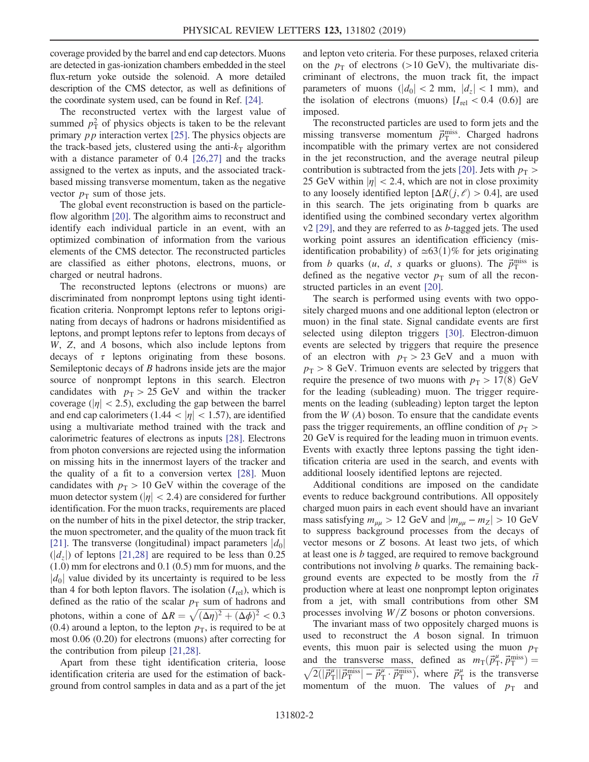coverage provided by the barrel and end cap detectors. Muons are detected in gas-ionization chambers embedded in the steel flux-return yoke outside the solenoid. A more detailed description of the CMS detector, as well as definitions of the coordinate system used, can be found in Ref. [24].

The reconstructed vertex with the largest value of summed $p_T^2$ of physics objects is taken to be the relevant primary $pp$ interaction vertex [25]. The physics objects are the track-based jets, clustered using the anti-$k_T$ algorithm with a distance parameter of 0.4 [26,27] and the tracks assigned to the vertex as inputs, and the associated track-based missing transverse momentum, taken as the negative vector $p_T$ sum of those jets.

The global event reconstruction is based on the particle-flow algorithm [20]. The algorithm aims to reconstruct and identify each individual particle in an event, with an optimized combination of information from the various elements of the CMS detector. The reconstructed particles are classified as either photons, electrons, muons, or charged or neutral hadrons.

The reconstructed leptons (electrons or muons) are discriminated from nonprompt leptons using tight identification criteria. Nonprompt leptons refer to leptons originating from decays of hadrons or hadrons misidentified as leptons, and prompt leptons refer to leptons from decays of $W$, $Z$, and $A$ bosons, which also include leptons from decays of $\tau$ leptons originating from these bosons. Semileptonic decays of $B$ hadrons inside jets are the major source of nonprompt leptons in this search. Electron candidates with $p_T > 25$ GeV and within the tracker coverage ($|\eta| < 2.5$), excluding the gap between the barrel and end cap calorimeters ($1.44 < |\eta| < 1.57$), are identified using a multivariate method trained with the track and calorimetric features of electrons as inputs [28]. Electrons from photon conversions are rejected using the information on missing hits in the innermost layers of the tracker and the quality of a fit to a conversion vertex [28]. Muon candidates with $p_T > 10$ GeV within the coverage of the muon detector system ($|\eta| < 2.4$) are considered for further identification. For the muon tracks, requirements are placed on the number of hits in the pixel detector, the strip tracker, the muon spectrometer, and the quality of the muon track fit [21]. The transverse (longitudinal) impact parameters $|d_0|$ ($|d_z|$) of leptons [21,28] are required to be less than 0.25 (1.0) mm for electrons and 0.1 (0.5) mm for muons, and the $|d_0|$ value divided by its uncertainty is required to be less than 4 for both lepton flavors. The isolation ($I_{\rm rel}$), which is defined as the ratio of the scalar $p_T$ sum of hadrons and photons, within a cone of $\Delta R = \sqrt{(\Delta\eta)^2 + (\Delta\phi)^2} < 0.3$ (0.4) around a lepton, to the lepton $p_T$, is required to be at most 0.06 (0.20) for electrons (muons) after correcting for the contribution from pileup [21,28].

Apart from these tight identification criteria, loose identification criteria are used for the estimation of background from control samples in data and as a part of the jet and lepton veto criteria. For these purposes, relaxed criteria on the $p_T$ of electrons (>10 GeV), the multivariate discriminant of electrons, the muon track fit, the impact parameters of muons ($|d_0| < 2$ mm, $|d_z| < 1$ mm), and the isolation of electrons (muons) [$I_{\rm rel} < 0.4$ (0.6)] are imposed.

The reconstructed particles are used to form jets and the missing transverse momentum $\vec{p}_T^{\rm miss}$. Charged hadrons incompatible with the primary vertex are not considered in the jet reconstruction, and the average neutral pileup contribution is subtracted from the jets [20]. Jets with $p_T >$ 25 GeV within $|\eta| < 2.4$, which are not in close proximity to any loosely identified lepton [$\Delta R(j, \ell) > 0.4$], are used in this search. The jets originating from b quarks are identified using the combined secondary vertex algorithm v2 [29], and they are referred to as $b$-tagged jets. The used working point assures an identification efficiency (misidentification probability) of $\simeq$63(1)% for jets originating from $b$ quarks ($u$, $d$, $s$ quarks or gluons). The $\vec{p}_T^{\rm miss}$ is defined as the negative vector $p_T$ sum of all the reconstructed particles in an event [20].

The search is performed using events with two oppositely charged muons and one additional lepton (electron or muon) in the final state. Signal candidate events are first selected using dilepton triggers [30]. Electron-dimuon events are selected by triggers that require the presence of an electron with $p_T > 23$ GeV and a muon with $p_T > 8$ GeV. Trimuon events are selected by triggers that require the presence of two muons with $p_T > 17(8)$ GeV for the leading (subleading) muon. The trigger requirements on the leading (subleading) lepton target the lepton from the $W$ ($A$) boson. To ensure that the candidate events pass the trigger requirements, an offline condition of $p_T >$ 20 GeV is required for the leading muon in trimuon events. Events with exactly three leptons passing the tight identification criteria are used in the search, and events with additional loosely identified leptons are rejected.

Additional conditions are imposed on the candidate events to reduce background contributions. All oppositely charged muon pairs in each event should have an invariant mass satisfying $m_{\mu\mu} > 12$ GeV and $|m_{\mu\mu} - m_Z| > 10$ GeV to suppress background processes from the decays of vector mesons or $Z$ bosons. At least two jets, of which at least one is $b$ tagged, are required to remove background contributions not involving $b$ quarks. The remaining background events are expected to be mostly from the $t\bar{t}$ production where at least one nonprompt lepton originates from a jet, with small contributions from other SM processes involving $W/Z$ bosons or photon conversions.

The invariant mass of two oppositely charged muons is used to reconstruct the $A$ boson signal. In trimuon events, this muon pair is selected using the muon $p_T$ and the transverse mass, defined as $m_T(\vec{p}_T^{\mu}, \vec{p}_T^{\rm miss}) = \sqrt{2(|\vec{p}_T^{\mu}||\vec{p}_T^{\rm miss}| - \vec{p}_T^{\mu} \cdot \vec{p}_T^{\rm miss})}$, where $\vec{p}_T^{\mu}$ is the transverse momentum of the muon. The values of $p_T$ and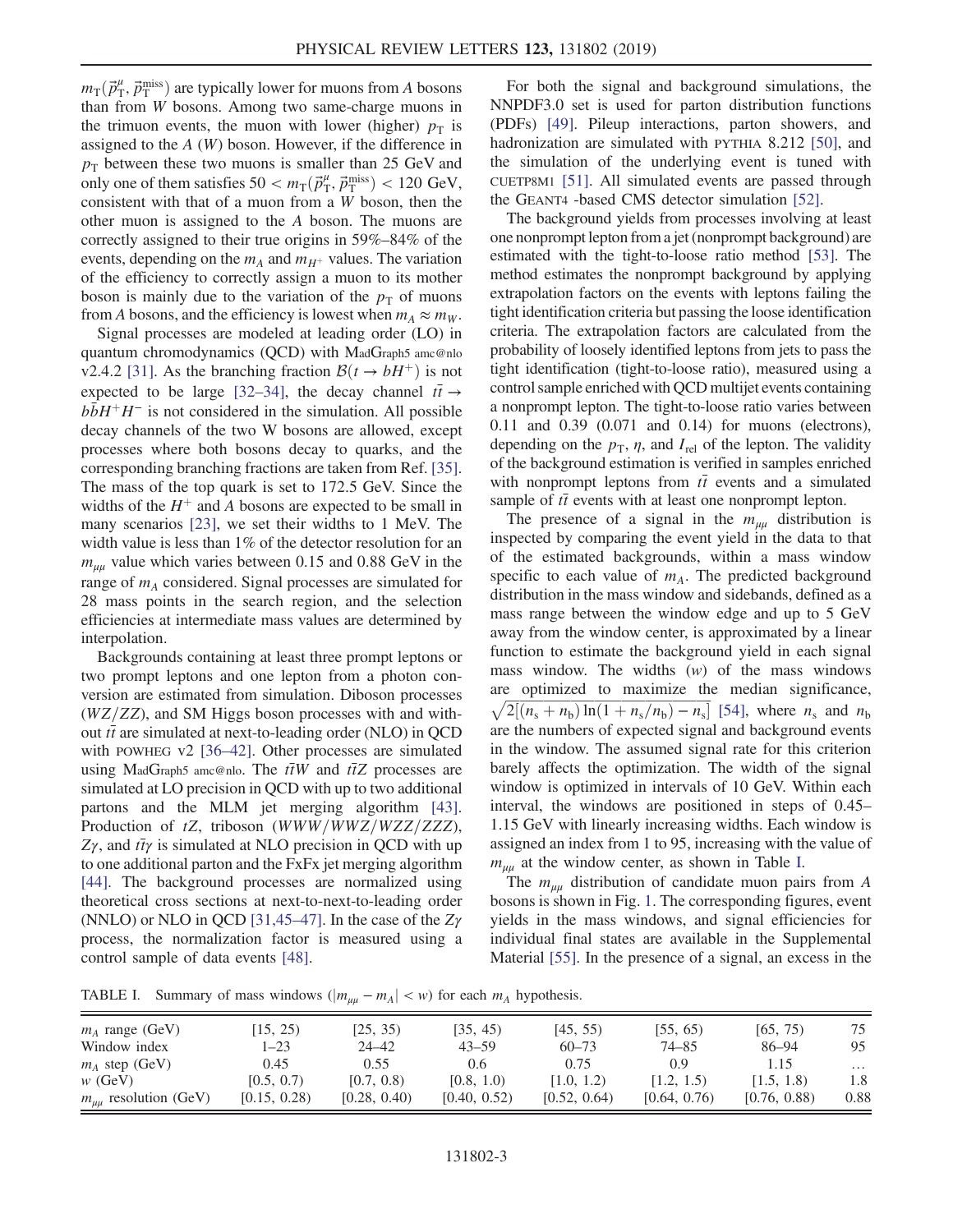$m_T(\vec{p}_T^{\mu}, \vec{p}_T^{\text{miss}})$ are typically lower for muons from $A$ bosons than from $W$ bosons. Among two same-charge muons in the trimuon events, the muon with lower (higher) $p_T$ is assigned to the $A$ ($W$) boson. However, if the difference in $p_T$ between these two muons is smaller than 25 GeV and only one of them satisfies $50 < m_T(\vec{p}_T^{\mu}, \vec{p}_T^{\text{miss}}) < 120$ GeV, consistent with that of a muon from a $W$ boson, then the other muon is assigned to the $A$ boson. The muons are correctly assigned to their true origins in 59%–84% of the events, depending on the $m_A$ and $m_{H^+}$ values. The variation of the efficiency to correctly assign a muon to its mother boson is mainly due to the variation of the $p_T$ of muons from $A$ bosons, and the efficiency is lowest when $m_A \approx m_W$.

Signal processes are modeled at leading order (LO) in quantum chromodynamics (QCD) with MadGraph5 amc@nlo v2.4.2 [31]. As the branching fraction $\mathcal{B}(t \to bH^+)$ is not expected to be large [32–34], the decay channel $t\bar{t} \to b\bar{b}H^+H^-$ is not considered in the simulation. All possible decay channels of the two W bosons are allowed, except processes where both bosons decay to quarks, and the corresponding branching fractions are taken from Ref. [35]. The mass of the top quark is set to 172.5 GeV. Since the widths of the $H^+$ and $A$ bosons are expected to be small in many scenarios [23], we set their widths to 1 MeV. The width value is less than 1% of the detector resolution for an $m_{\mu\mu}$ value which varies between 0.15 and 0.88 GeV in the range of $m_A$ considered. Signal processes are simulated for 28 mass points in the search region, and the selection efficiencies at intermediate mass values are determined by interpolation.

Backgrounds containing at least three prompt leptons or two prompt leptons and one lepton from a photon conversion are estimated from simulation. Diboson processes ($WZ/ZZ$), and SM Higgs boson processes with and without $t\bar{t}$ are simulated at next-to-leading order (NLO) in QCD with POWHEG v2 [36–42]. Other processes are simulated using MadGraph5 amc@nlo. The $t\bar{t}W$ and $t\bar{t}Z$ processes are simulated at LO precision in QCD with up to two additional partons and the MLM jet merging algorithm [43]. Production of $tZ$, triboson ($WWW/WWZ/WZZ/ZZZ$), $Z\gamma$, and $t\bar{t}\gamma$ is simulated at NLO precision in QCD with up to one additional parton and the FxFx jet merging algorithm [44]. The background processes are normalized using theoretical cross sections at next-to-next-to-leading order (NNLO) or NLO in QCD [31,45–47]. In the case of the $Z\gamma$ process, the normalization factor is measured using a control sample of data events [48].

For both the signal and background simulations, the NNPDF3.0 set is used for parton distribution functions (PDFs) [49]. Pileup interactions, parton showers, and hadronization are simulated with PYTHIA 8.212 [50], and the simulation of the underlying event is tuned with CUETP8M1 [51]. All simulated events are passed through the GEANT4 -based CMS detector simulation [52].

The background yields from processes involving at least one nonprompt lepton from a jet (nonprompt background) are estimated with the tight-to-loose ratio method [53]. The method estimates the nonprompt background by applying extrapolation factors on the events with leptons failing the tight identification criteria but passing the loose identification criteria. The extrapolation factors are calculated from the probability of loosely identified leptons from jets to pass the tight identification (tight-to-loose ratio), measured using a control sample enriched with QCD multijet events containing a nonprompt lepton. The tight-to-loose ratio varies between 0.11 and 0.39 (0.071 and 0.14) for muons (electrons), depending on the $p_T$, $\eta$, and $I_{\text{rel}}$ of the lepton. The validity of the background estimation is verified in samples enriched with nonprompt leptons from $t\bar{t}$ events and a simulated sample of $t\bar{t}$ events with at least one nonprompt lepton.

The presence of a signal in the $m_{\mu\mu}$ distribution is inspected by comparing the event yield in the data to that of the estimated backgrounds, within a mass window specific to each value of $m_A$. The predicted background distribution in the mass window and sidebands, defined as a mass range between the window edge and up to 5 GeV away from the window center, is approximated by a linear function to estimate the background yield in each signal mass window. The widths ($w$) of the mass windows are optimized to maximize the median significance, $\sqrt{2[(n_s + n_b)\ln(1 + n_s/n_b) - n_s]}$ [54], where $n_s$ and $n_b$ are the numbers of expected signal and background events in the window. The assumed signal rate for this criterion barely affects the optimization. The width of the signal window is optimized in intervals of 10 GeV. Within each interval, the windows are positioned in steps of 0.45–1.15 GeV with linearly increasing widths. Each window is assigned an index from 1 to 95, increasing with the value of $m_{\mu\mu}$ at the window center, as shown in Table I.

The $m_{\mu\mu}$ distribution of candidate muon pairs from $A$ bosons is shown in Fig. 1. The corresponding figures, event yields in the mass windows, and signal efficiencies for individual final states are available in the Supplemental Material [55]. In the presence of a signal, an excess in the

TABLE I. Summary of mass windows ($|m_{\mu\mu} - m_A| < w$) for each $m_A$ hypothesis.

| $m_A$ range (GeV) | [15, 25) | [25, 35) | [35, 45) | [45, 55) | [55, 65) | [65, 75) | 75 |
|---|---|---|---|---|---|---|---|
| Window index | 1–23 | 24–42 | 43–59 | 60–73 | 74–85 | 86–94 | 95 |
| $m_A$ step (GeV) | 0.45 | 0.55 | 0.6 | 0.75 | 0.9 | 1.15 | ... |
| $w$ (GeV) | [0.5, 0.7) | [0.7, 0.8) | [0.8, 1.0) | [1.0, 1.2) | [1.2, 1.5) | [1.5, 1.8) | 1.8 |
| $m_{\mu\mu}$ resolution (GeV) | [0.15, 0.28) | [0.28, 0.40) | [0.40, 0.52) | [0.52, 0.64) | [0.64, 0.76) | [0.76, 0.88) | 0.88 |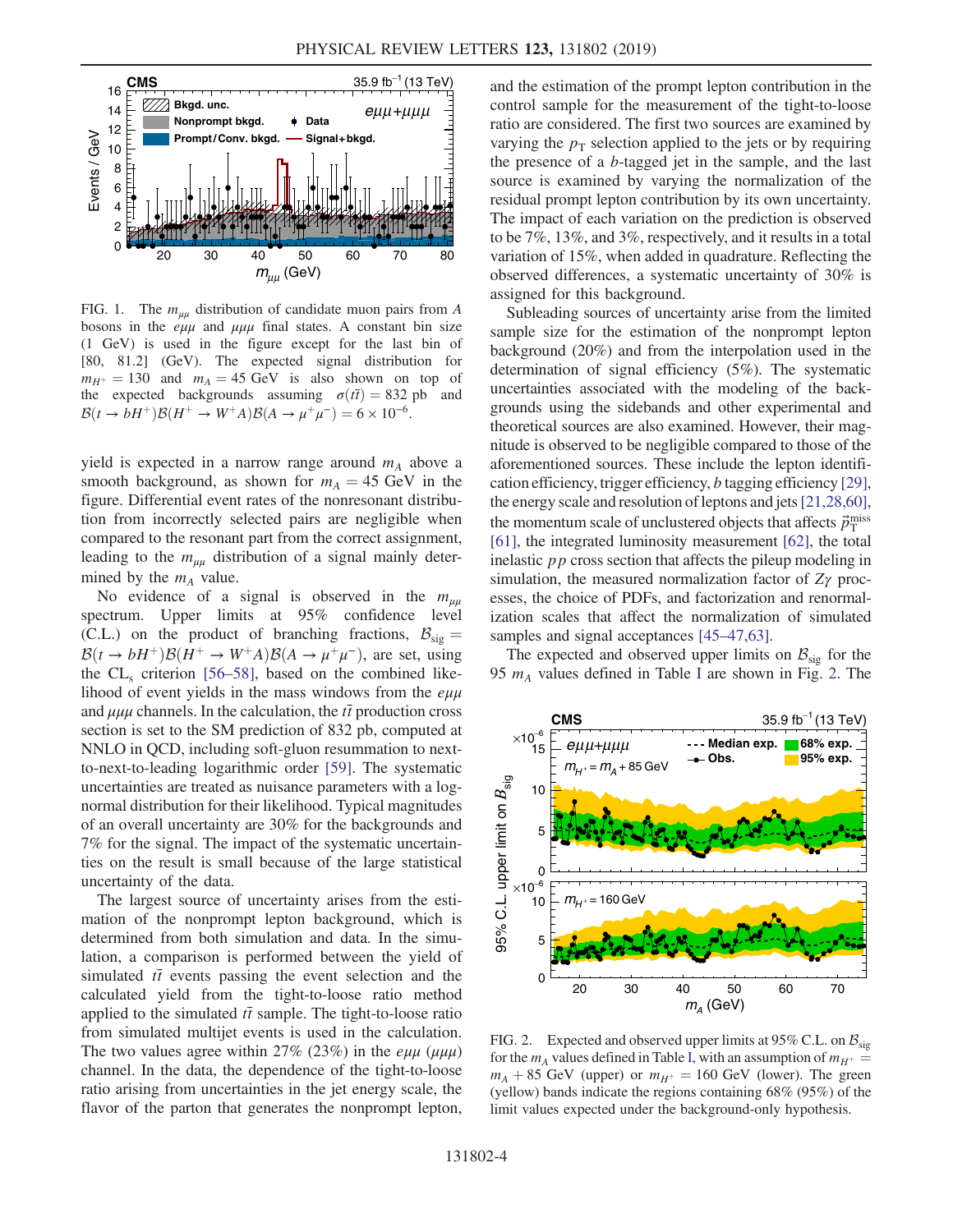FIG. 1. The $m_{\mu\mu}$ distribution of candidate muon pairs from $A$ bosons in the $e\mu\mu$ and $\mu\mu\mu$ final states. A constant bin size (1 GeV) is used in the figure except for the last bin of [80, 81.2] (GeV). The expected signal distribution for $m_{H^+} = 130$ and $m_A = 45$ GeV is also shown on top of the expected backgrounds assuming $\sigma(t\bar{t}) = 832$ pb and $\mathcal{B}(t \to bH^+)\mathcal{B}(H^+ \to W^+A)\mathcal{B}(A \to \mu^+\mu^-) = 6 \times 10^{-6}$.

yield is expected in a narrow range around $m_A$ above a smooth background, as shown for $m_A = 45$ GeV in the figure. Differential event rates of the nonresonant distribution from incorrectly selected pairs are negligible when compared to the resonant part from the correct assignment, leading to the $m_{\mu\mu}$ distribution of a signal mainly determined by the $m_A$ value.

No evidence of a signal is observed in the $m_{\mu\mu}$ spectrum. Upper limits at 95% confidence level (C.L.) on the product of branching fractions, $\mathcal{B}_{\text{sig}} = \mathcal{B}(t \to bH^+)\mathcal{B}(H^+ \to W^+A)\mathcal{B}(A \to \mu^+\mu^-)$, are set, using the $\text{CL}_\text{s}$ criterion [56–58], based on the combined likelihood of event yields in the mass windows from the $e\mu\mu$ and $\mu\mu\mu$ channels. In the calculation, the $t\bar{t}$ production cross section is set to the SM prediction of 832 pb, computed at NNLO in QCD, including soft-gluon resummation to next-to-next-to-leading logarithmic order [59]. The systematic uncertainties are treated as nuisance parameters with a log-normal distribution for their likelihood. Typical magnitudes of an overall uncertainty are 30% for the backgrounds and 7% for the signal. The impact of the systematic uncertainties on the result is small because of the large statistical uncertainty of the data.

The largest source of uncertainty arises from the estimation of the nonprompt lepton background, which is determined from both simulation and data. In the simulation, a comparison is performed between the yield of simulated $t\bar{t}$ events passing the event selection and the calculated yield from the tight-to-loose ratio method applied to the simulated $t\bar{t}$ sample. The tight-to-loose ratio from simulated multijet events is used in the calculation. The two values agree within 27% (23%) in the $e\mu\mu$ ($\mu\mu\mu$) channel. In the data, the dependence of the tight-to-loose ratio arising from uncertainties in the jet energy scale, the flavor of the parton that generates the nonprompt lepton, and the estimation of the prompt lepton contribution in the control sample for the measurement of the tight-to-loose ratio are considered. The first two sources are examined by varying the $p_\text{T}$ selection applied to the jets or by requiring the presence of a $b$-tagged jet in the sample, and the last source is examined by varying the normalization of the residual prompt lepton contribution by its own uncertainty. The impact of each variation on the prediction is observed to be 7%, 13%, and 3%, respectively, and it results in a total variation of 15%, when added in quadrature. Reflecting the observed differences, a systematic uncertainty of 30% is assigned for this background.

Subleading sources of uncertainty arise from the limited sample size for the estimation of the nonprompt lepton background (20%) and from the interpolation used in the determination of signal efficiency (5%). The systematic uncertainties associated with the modeling of the backgrounds using the sidebands and other experimental and theoretical sources are also examined. However, their magnitude is observed to be negligible compared to those of the aforementioned sources. These include the lepton identification efficiency, trigger efficiency, $b$ tagging efficiency [29], the energy scale and resolution of leptons and jets [21,28,60], the momentum scale of unclustered objects that affects $\vec{p}_\text{T}^{\text{miss}}$ [61], the integrated luminosity measurement [62], the total inelastic $pp$ cross section that affects the pileup modeling in simulation, the measured normalization factor of $Z\gamma$ processes, the choice of PDFs, and factorization and renormalization scales that affect the normalization of simulated samples and signal acceptances [45–47,63].

The expected and observed upper limits on $\mathcal{B}_{\text{sig}}$ for the 95 $m_A$ values defined in Table I are shown in Fig. 2. The

FIG. 2. Expected and observed upper limits at 95% C.L. on $\mathcal{B}_{\text{sig}}$ for the $m_A$ values defined in Table I, with an assumption of $m_{H^+} = m_A + 85$ GeV (upper) or $m_{H^+} = 160$ GeV (lower). The green (yellow) bands indicate the regions containing 68% (95%) of the limit values expected under the background-only hypothesis.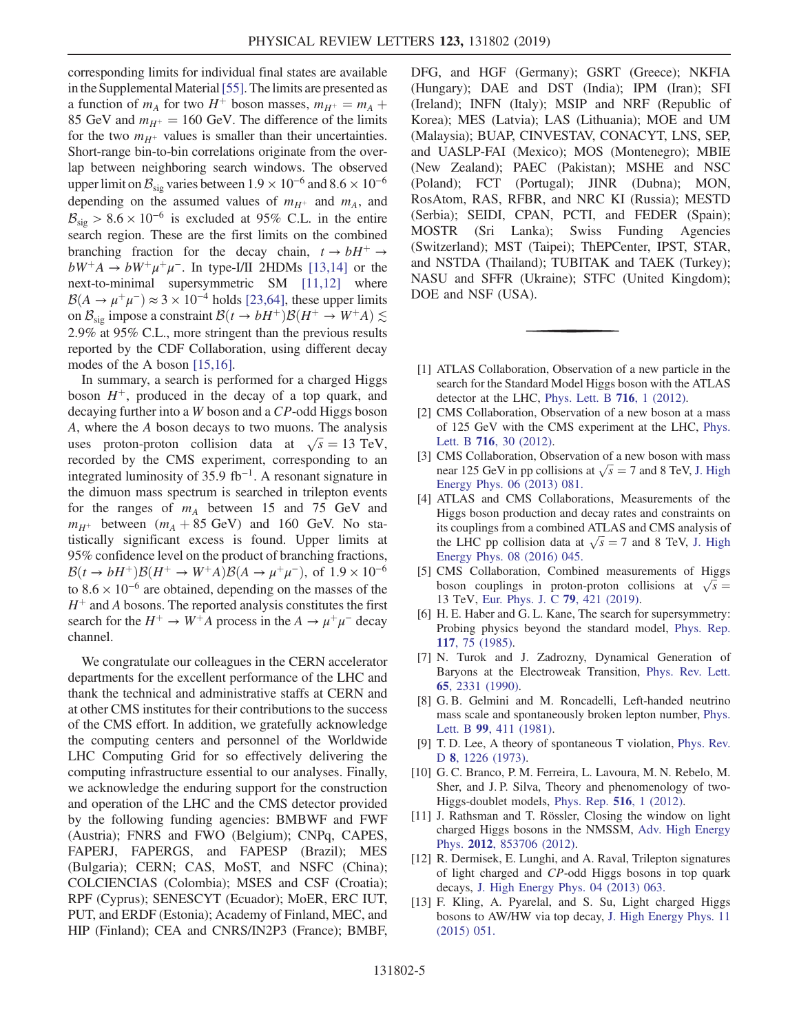corresponding limits for individual final states are available in the Supplemental Material [55]. The limits are presented as a function of $m_A$ for two $H^+$ boson masses, $m_{H^+} = m_A + 85$ GeV and $m_{H^+} = 160$ GeV. The difference of the limits for the two $m_{H^+}$ values is smaller than their uncertainties. Short-range bin-to-bin correlations originate from the overlap between neighboring search windows. The observed upper limit on $\mathcal{B}_{\rm sig}$ varies between $1.9 \times 10^{-6}$ and $8.6 \times 10^{-6}$ depending on the assumed values of $m_{H^+}$ and $m_A$, and $\mathcal{B}_{\rm sig} > 8.6 \times 10^{-6}$ is excluded at 95% C.L. in the entire search region. These are the first limits on the combined branching fraction for the decay chain, $t \to bH^+ \to bW^+A \to bW^+\mu^+\mu^-$. In type-I/II 2HDMs [13,14] or the next-to-minimal supersymmetric SM [11,12] where $\mathcal{B}(A \to \mu^+\mu^-) \approx 3 \times 10^{-4}$ holds [23,64], these upper limits on $\mathcal{B}_{\rm sig}$ impose a constraint $\mathcal{B}(t \to bH^+)\mathcal{B}(H^+ \to W^+A) \lesssim 2.9\%$ at 95% C.L., more stringent than the previous results reported by the CDF Collaboration, using different decay modes of the A boson [15,16].

In summary, a search is performed for a charged Higgs boson $H^+$, produced in the decay of a top quark, and decaying further into a $W$ boson and a $CP$-odd Higgs boson $A$, where the $A$ boson decays to two muons. The analysis uses proton-proton collision data at $\sqrt{s} = 13$ TeV, recorded by the CMS experiment, corresponding to an integrated luminosity of 35.9 $\text{fb}^{-1}$. A resonant signature in the dimuon mass spectrum is searched in trilepton events for the ranges of $m_A$ between 15 and 75 GeV and $m_{H^+}$ between ($m_A + 85$ GeV) and 160 GeV. No statistically significant excess is found. Upper limits at 95% confidence level on the product of branching fractions, $\mathcal{B}(t \to bH^+)\mathcal{B}(H^+ \to W^+A)\mathcal{B}(A \to \mu^+\mu^-)$, of $1.9 \times 10^{-6}$ to $8.6 \times 10^{-6}$ are obtained, depending on the masses of the $H^+$ and $A$ bosons. The reported analysis constitutes the first search for the $H^+ \to W^+A$ process in the $A \to \mu^+\mu^-$ decay channel.

We congratulate our colleagues in the CERN accelerator departments for the excellent performance of the LHC and thank the technical and administrative staffs at CERN and at other CMS institutes for their contributions to the success of the CMS effort. In addition, we gratefully acknowledge the computing centers and personnel of the Worldwide LHC Computing Grid for so effectively delivering the computing infrastructure essential to our analyses. Finally, we acknowledge the enduring support for the construction and operation of the LHC and the CMS detector provided by the following funding agencies: BMBWF and FWF (Austria); FNRS and FWO (Belgium); CNPq, CAPES, FAPERJ, FAPERGS, and FAPESP (Brazil); MES (Bulgaria); CERN; CAS, MoST, and NSFC (China); COLCIENCIAS (Colombia); MSES and CSF (Croatia); RPF (Cyprus); SENESCYT (Ecuador); MoER, ERC IUT, PUT, and ERDF (Estonia); Academy of Finland, MEC, and HIP (Finland); CEA and CNRS/IN2P3 (France); BMBF, DFG, and HGF (Germany); GSRT (Greece); NKFIA (Hungary); DAE and DST (India); IPM (Iran); SFI (Ireland); INFN (Italy); MSIP and NRF (Republic of Korea); MES (Latvia); LAS (Lithuania); MOE and UM (Malaysia); BUAP, CINVESTAV, CONACYT, LNS, SEP, and UASLP-FAI (Mexico); MOS (Montenegro); MBIE (New Zealand); PAEC (Pakistan); MSHE and NSC (Poland); FCT (Portugal); JINR (Dubna); MON, RosAtom, RAS, RFBR, and NRC KI (Russia); MESTD (Serbia); SEIDI, CPAN, PCTI, and FEDER (Spain); MOSTR (Sri Lanka); Swiss Funding Agencies (Switzerland); MST (Taipei); ThEPCenter, IPST, STAR, and NSTDA (Thailand); TUBITAK and TAEK (Turkey); NASU and SFFR (Ukraine); STFC (United Kingdom); DOE and NSF (USA).

---

[1] ATLAS Collaboration, Observation of a new particle in the search for the Standard Model Higgs boson with the ATLAS detector at the LHC, Phys. Lett. B **716**, 1 (2012).

[2] CMS Collaboration, Observation of a new boson at a mass of 125 GeV with the CMS experiment at the LHC, Phys. Lett. B **716**, 30 (2012).

[3] CMS Collaboration, Observation of a new boson with mass near 125 GeV in pp collisions at $\sqrt{s} = 7$ and 8 TeV, J. High Energy Phys. 06 (2013) 081.

[4] ATLAS and CMS Collaborations, Measurements of the Higgs boson production and decay rates and constraints on its couplings from a combined ATLAS and CMS analysis of the LHC pp collision data at $\sqrt{s} = 7$ and 8 TeV, J. High Energy Phys. 08 (2016) 045.

[5] CMS Collaboration, Combined measurements of Higgs boson couplings in proton-proton collisions at $\sqrt{s} = 13$ TeV, Eur. Phys. J. C **79**, 421 (2019).

[6] H. E. Haber and G. L. Kane, The search for supersymmetry: Probing physics beyond the standard model, Phys. Rep. **117**, 75 (1985).

[7] N. Turok and J. Zadrozny, Dynamical Generation of Baryons at the Electroweak Transition, Phys. Rev. Lett. **65**, 2331 (1990).

[8] G. B. Gelmini and M. Roncadelli, Left-handed neutrino mass scale and spontaneously broken lepton number, Phys. Lett. B **99**, 411 (1981).

[9] T. D. Lee, A theory of spontaneous T violation, Phys. Rev. D **8**, 1226 (1973).

[10] G. C. Branco, P. M. Ferreira, L. Lavoura, M. N. Rebelo, M. Sher, and J. P. Silva, Theory and phenomenology of two-Higgs-doublet models, Phys. Rep. **516**, 1 (2012).

[11] J. Rathsman and T. Rössler, Closing the window on light charged Higgs bosons in the NMSSM, Adv. High Energy Phys. **2012**, 853706 (2012).

[12] R. Dermisek, E. Lunghi, and A. Raval, Trilepton signatures of light charged and $CP$-odd Higgs bosons in top quark decays, J. High Energy Phys. 04 (2013) 063.

[13] F. Kling, A. Pyarelal, and S. Su, Light charged Higgs bosons to AW/HW via top decay, J. High Energy Phys. 11 (2015) 051.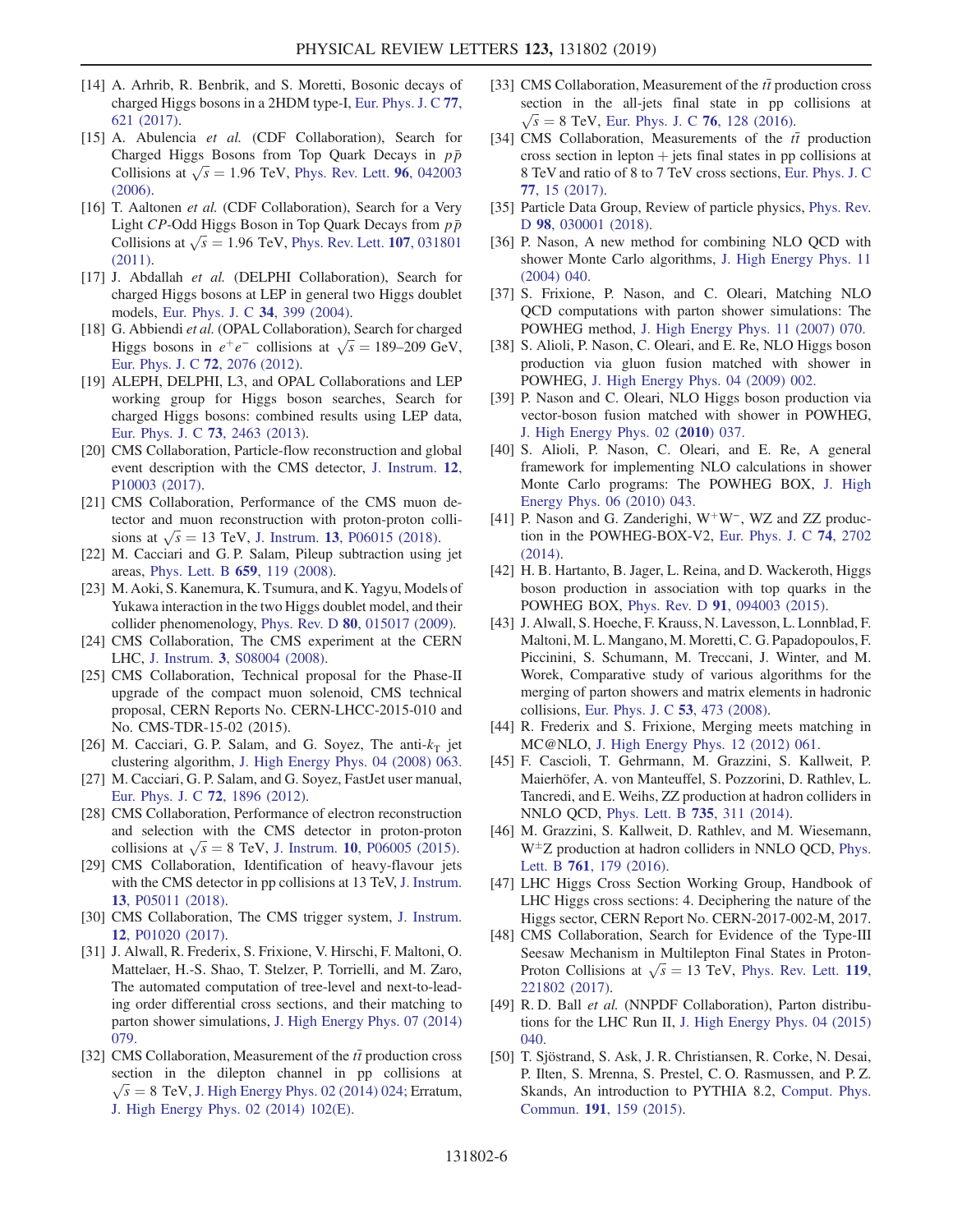[14] A. Arhrib, R. Benbrik, and S. Moretti, Bosonic decays of charged Higgs bosons in a 2HDM type-I, Eur. Phys. J. C **77**, 621 (2017).

[15] A. Abulencia *et al.* (CDF Collaboration), Search for Charged Higgs Bosons from Top Quark Decays in $p\bar{p}$ Collisions at $\sqrt{s} = 1.96$ TeV, Phys. Rev. Lett. **96**, 042003 (2006).

[16] T. Aaltonen *et al.* (CDF Collaboration), Search for a Very Light *CP*-Odd Higgs Boson in Top Quark Decays from $p\bar{p}$ Collisions at $\sqrt{s} = 1.96$ TeV, Phys. Rev. Lett. **107**, 031801 (2011).

[17] J. Abdallah *et al.* (DELPHI Collaboration), Search for charged Higgs bosons at LEP in general two Higgs doublet models, Eur. Phys. J. C **34**, 399 (2004).

[18] G. Abbiendi *et al.* (OPAL Collaboration), Search for charged Higgs bosons in $e^+e^-$ collisions at $\sqrt{s} = 189$–$209$ GeV, Eur. Phys. J. C **72**, 2076 (2012).

[19] ALEPH, DELPHI, L3, and OPAL Collaborations and LEP working group for Higgs boson searches, Search for charged Higgs bosons: combined results using LEP data, Eur. Phys. J. C **73**, 2463 (2013).

[20] CMS Collaboration, Particle-flow reconstruction and global event description with the CMS detector, J. Instrum. **12**, P10003 (2017).

[21] CMS Collaboration, Performance of the CMS muon detector and muon reconstruction with proton-proton collisions at $\sqrt{s} = 13$ TeV, J. Instrum. **13**, P06015 (2018).

[22] M. Cacciari and G. P. Salam, Pileup subtraction using jet areas, Phys. Lett. B **659**, 119 (2008).

[23] M. Aoki, S. Kanemura, K. Tsumura, and K. Yagyu, Models of Yukawa interaction in the two Higgs doublet model, and their collider phenomenology, Phys. Rev. D **80**, 015017 (2009).

[24] CMS Collaboration, The CMS experiment at the CERN LHC, J. Instrum. **3**, S08004 (2008).

[25] CMS Collaboration, Technical proposal for the Phase-II upgrade of the compact muon solenoid, CMS technical proposal, CERN Reports No. CERN-LHCC-2015-010 and No. CMS-TDR-15-02 (2015).

[26] M. Cacciari, G. P. Salam, and G. Soyez, The anti-$k_\mathrm{T}$ jet clustering algorithm, J. High Energy Phys. 04 (2008) 063.

[27] M. Cacciari, G. P. Salam, and G. Soyez, FastJet user manual, Eur. Phys. J. C **72**, 1896 (2012).

[28] CMS Collaboration, Performance of electron reconstruction and selection with the CMS detector in proton-proton collisions at $\sqrt{s} = 8$ TeV, J. Instrum. **10**, P06005 (2015).

[29] CMS Collaboration, Identification of heavy-flavour jets with the CMS detector in pp collisions at 13 TeV, J. Instrum. **13**, P05011 (2018).

[30] CMS Collaboration, The CMS trigger system, J. Instrum. **12**, P01020 (2017).

[31] J. Alwall, R. Frederix, S. Frixione, V. Hirschi, F. Maltoni, O. Mattelaer, H.-S. Shao, T. Stelzer, P. Torrielli, and M. Zaro, The automated computation of tree-level and next-to-leading order differential cross sections, and their matching to parton shower simulations, J. High Energy Phys. 07 (2014) 079.

[32] CMS Collaboration, Measurement of the $t\bar{t}$ production cross section in the dilepton channel in pp collisions at $\sqrt{s} = 8$ TeV, J. High Energy Phys. 02 (2014) 024; Erratum, J. High Energy Phys. 02 (2014) 102(E).

[33] CMS Collaboration, Measurement of the $t\bar{t}$ production cross section in the all-jets final state in pp collisions at $\sqrt{s} = 8$ TeV, Eur. Phys. J. C **76**, 128 (2016).

[34] CMS Collaboration, Measurements of the $t\bar{t}$ production cross section in lepton + jets final states in pp collisions at 8 TeV and ratio of 8 to 7 TeV cross sections, Eur. Phys. J. C **77**, 15 (2017).

[35] Particle Data Group, Review of particle physics, Phys. Rev. D **98**, 030001 (2018).

[36] P. Nason, A new method for combining NLO QCD with shower Monte Carlo algorithms, J. High Energy Phys. 11 (2004) 040.

[37] S. Frixione, P. Nason, and C. Oleari, Matching NLO QCD computations with parton shower simulations: The POWHEG method, J. High Energy Phys. 11 (2007) 070.

[38] S. Alioli, P. Nason, C. Oleari, and E. Re, NLO Higgs boson production via gluon fusion matched with shower in POWHEG, J. High Energy Phys. 04 (2009) 002.

[39] P. Nason and C. Oleari, NLO Higgs boson production via vector-boson fusion matched with shower in POWHEG, J. High Energy Phys. 02 (**2010**) 037.

[40] S. Alioli, P. Nason, C. Oleari, and E. Re, A general framework for implementing NLO calculations in shower Monte Carlo programs: The POWHEG BOX, J. High Energy Phys. 06 (2010) 043.

[41] P. Nason and G. Zanderighi, $W^+W^-$, WZ and ZZ production in the POWHEG-BOX-V2, Eur. Phys. J. C **74**, 2702 (2014).

[42] H. B. Hartanto, B. Jager, L. Reina, and D. Wackeroth, Higgs boson production in association with top quarks in the POWHEG BOX, Phys. Rev. D **91**, 094003 (2015).

[43] J. Alwall, S. Hoeche, F. Krauss, N. Lavesson, L. Lonnblad, F. Maltoni, M. L. Mangano, M. Moretti, C. G. Papadopoulos, F. Piccinini, S. Schumann, M. Treccani, J. Winter, and M. Worek, Comparative study of various algorithms for the merging of parton showers and matrix elements in hadronic collisions, Eur. Phys. J. C **53**, 473 (2008).

[44] R. Frederix and S. Frixione, Merging meets matching in MC@NLO, J. High Energy Phys. 12 (2012) 061.

[45] F. Cascioli, T. Gehrmann, M. Grazzini, S. Kallweit, P. Maierhöfer, A. von Manteuffel, S. Pozzorini, D. Rathlev, L. Tancredi, and E. Weihs, ZZ production at hadron colliders in NNLO QCD, Phys. Lett. B **735**, 311 (2014).

[46] M. Grazzini, S. Kallweit, D. Rathlev, and M. Wiesemann, $W^{\pm}Z$ production at hadron colliders in NNLO QCD, Phys. Lett. B **761**, 179 (2016).

[47] LHC Higgs Cross Section Working Group, Handbook of LHC Higgs cross sections: 4. Deciphering the nature of the Higgs sector, CERN Report No. CERN-2017-002-M, 2017.

[48] CMS Collaboration, Search for Evidence of the Type-III Seesaw Mechanism in Multilepton Final States in Proton-Proton Collisions at $\sqrt{s} = 13$ TeV, Phys. Rev. Lett. **119**, 221802 (2017).

[49] R. D. Ball *et al.* (NNPDF Collaboration), Parton distributions for the LHC Run II, J. High Energy Phys. 04 (2015) 040.

[50] T. Sjöstrand, S. Ask, J. R. Christiansen, R. Corke, N. Desai, P. Ilten, S. Mrenna, S. Prestel, C. O. Rasmussen, and P. Z. Skands, An introduction to PYTHIA 8.2, Comput. Phys. Commun. **191**, 159 (2015).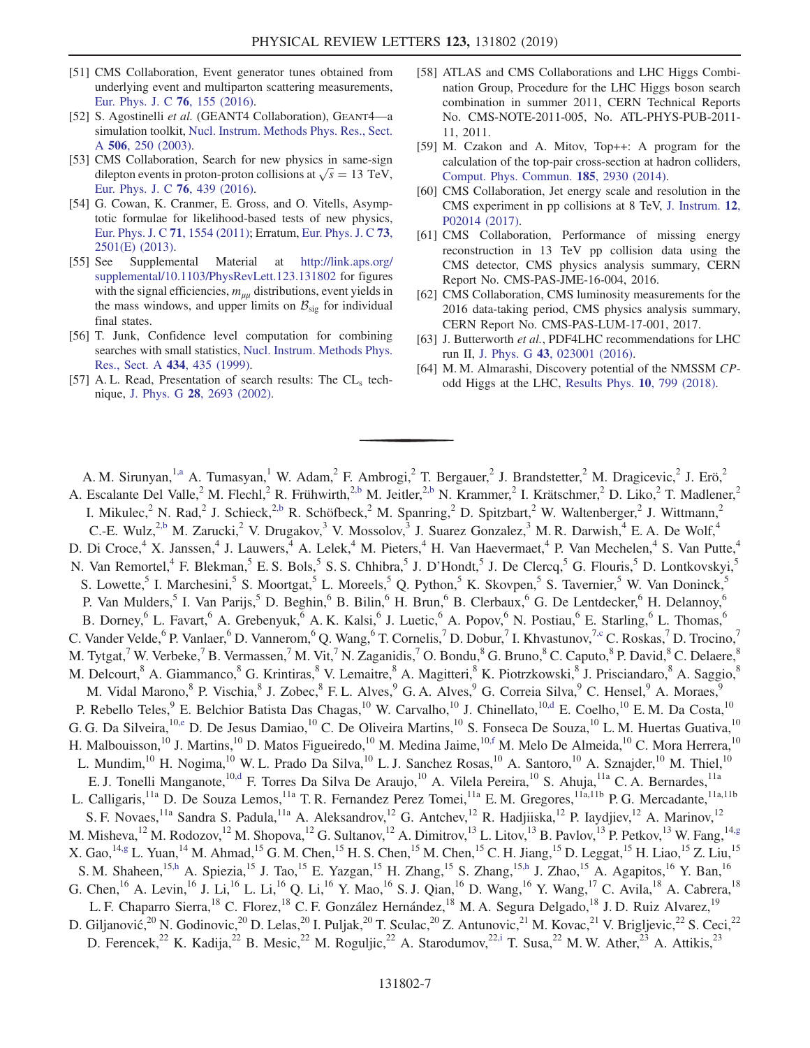[51] CMS Collaboration, Event generator tunes obtained from underlying event and multiparton scattering measurements, Eur. Phys. J. C **76**, 155 (2016).

[52] S. Agostinelli *et al.* (GEANT4 Collaboration), GEANT4—a simulation toolkit, Nucl. Instrum. Methods Phys. Res., Sect. A **506**, 250 (2003).

[53] CMS Collaboration, Search for new physics in same-sign dilepton events in proton-proton collisions at $\sqrt{s} = 13$ TeV, Eur. Phys. J. C **76**, 439 (2016).

[54] G. Cowan, K. Cranmer, E. Gross, and O. Vitells, Asymptotic formulae for likelihood-based tests of new physics, Eur. Phys. J. C **71**, 1554 (2011); Erratum, Eur. Phys. J. C **73**, 2501(E) (2013).

[55] See Supplemental Material at http://link.aps.org/supplemental/10.1103/PhysRevLett.123.131802 for figures with the signal efficiencies, $m_{\mu\mu}$ distributions, event yields in the mass windows, and upper limits on $\mathcal{B}_{\rm sig}$ for individual final states.

[56] T. Junk, Confidence level computation for combining searches with small statistics, Nucl. Instrum. Methods Phys. Res., Sect. A **434**, 435 (1999).

[57] A. L. Read, Presentation of search results: The $\mathrm{CL_s}$ technique, J. Phys. G **28**, 2693 (2002).

[58] ATLAS and CMS Collaborations and LHC Higgs Combination Group, Procedure for the LHC Higgs boson search combination in summer 2011, CERN Technical Reports No. CMS-NOTE-2011-005, No. ATL-PHYS-PUB-2011-11, 2011.

[59] M. Czakon and A. Mitov, Top++: A program for the calculation of the top-pair cross-section at hadron colliders, Comput. Phys. Commun. **185**, 2930 (2014).

[60] CMS Collaboration, Jet energy scale and resolution in the CMS experiment in pp collisions at 8 TeV, J. Instrum. **12**, P02014 (2017).

[61] CMS Collaboration, Performance of missing energy reconstruction in 13 TeV pp collision data using the CMS detector, CMS physics analysis summary, CERN Report No. CMS-PAS-JME-16-004, 2016.

[62] CMS Collaboration, CMS luminosity measurements for the 2016 data-taking period, CMS physics analysis summary, CERN Report No. CMS-PAS-LUM-17-001, 2017.

[63] J. Butterworth *et al.*, PDF4LHC recommendations for LHC run II, J. Phys. G **43**, 023001 (2016).

[64] M. M. Almarashi, Discovery potential of the NMSSM *CP*-odd Higgs at the LHC, Results Phys. **10**, 799 (2018).

---

A. M. Sirunyan,[1,a] A. Tumasyan,[1] W. Adam,[2] F. Ambrogi,[2] T. Bergauer,[2] J. Brandstetter,[2] M. Dragicevic,[2] J. Erö,[2] A. Escalante Del Valle,[2] M. Flechl,[2] R. Frühwirth,[2,b] M. Jeitler,[2,b] N. Krammer,[2] I. Krätschmer,[2] D. Liko,[2] T. Madlener,[2] I. Mikulec,[2] N. Rad,[2] J. Schieck,[2,b] R. Schöfbeck,[2] M. Spanring,[2] D. Spitzbart,[2] W. Waltenberger,[2] J. Wittmann,[2] C.-E. Wulz,[2,b] M. Zarucki,[2] V. Drugakov,[3] V. Mossolov,[3] J. Suarez Gonzalez,[3] M. R. Darwish,[4] E. A. De Wolf,[4] D. Di Croce,[4] X. Janssen,[4] J. Lauwers,[4] A. Lelek,[4] M. Pieters,[4] H. Van Haevermaet,[4] P. Van Mechelen,[4] S. Van Putte,[4] N. Van Remortel,[4] F. Blekman,[5] E. S. Bols,[5] S. S. Chhibra,[5] J. D'Hondt,[5] J. De Clercq,[5] G. Flouris,[5] D. Lontkovskyi,[5] S. Lowette,[5] I. Marchesini,[5] S. Moortgat,[5] L. Moreels,[5] Q. Python,[5] K. Skovpen,[5] S. Tavernier,[5] W. Van Doninck,[5] P. Van Mulders,[5] I. Van Parijs,[5] D. Beghin,[6] B. Bilin,[6] H. Brun,[6] B. Clerbaux,[6] G. De Lentdecker,[6] H. Delannoy,[6] B. Dorney,[6] L. Favart,[6] A. Grebenyuk,[6] A. K. Kalsi,[6] J. Luetic,[6] A. Popov,[6] N. Postiau,[6] E. Starling,[6] L. Thomas,[6] C. Vander Velde,[6] P. Vanlaer,[6] D. Vannerom,[6] Q. Wang,[6] T. Cornelis,[7] D. Dobur,[7] I. Khvastunov,[7,c] C. Roskas,[7] D. Trocino,[7] M. Tytgat,[7] W. Verbeke,[7] B. Vermassen,[7] M. Vit,[7] N. Zaganidis,[7] O. Bondu,[8] G. Bruno,[8] C. Caputo,[8] P. David,[8] C. Delaere,[8] M. Delcourt,[8] A. Giammanco,[8] G. Krintiras,[8] V. Lemaitre,[8] A. Magitteri,[8] K. Piotrzkowski,[8] J. Prisciandaro,[8] A. Saggio,[8] M. Vidal Marono,[8] P. Vischia,[8] J. Zobec,[8] F. L. Alves,[9] G. A. Alves,[9] G. Correia Silva,[9] C. Hensel,[9] A. Moraes,[9] P. Rebello Teles,[9] E. Belchior Batista Das Chagas,[10] W. Carvalho,[10] J. Chinellato,[10,d] E. Coelho,[10] E. M. Da Costa,[10] G. G. Da Silveira,[10,e] D. De Jesus Damiao,[10] C. De Oliveira Martins,[10] S. Fonseca De Souza,[10] L. M. Huertas Guativa,[10] H. Malbouisson,[10] J. Martins,[10] D. Matos Figueiredo,[10] M. Medina Jaime,[10,f] M. Melo De Almeida,[10] C. Mora Herrera,[10] L. Mundim,[10] H. Nogima,[10] W. L. Prado Da Silva,[10] L. J. Sanchez Rosas,[10] A. Santoro,[10] A. Sznajder,[10] M. Thiel,[10] E. J. Tonelli Manganote,[10,d] F. Torres Da Silva De Araujo,[10] A. Vilela Pereira,[10] S. Ahuja,[11a] C. A. Bernardes,[11a] L. Calligaris,[11a] D. De Souza Lemos,[11a] T. R. Fernandez Perez Tomei,[11a] E. M. Gregores,[11a,11b] P. G. Mercadante,[11a,11b] S. F. Novaes,[11a] Sandra S. Padula,[11a] A. Aleksandrov,[12] G. Antchev,[12] R. Hadjiiska,[12] P. Iaydjiev,[12] A. Marinov,[12] M. Misheva,[12] M. Rodozov,[12] M. Shopova,[12] G. Sultanov,[12] A. Dimitrov,[13] L. Litov,[13] B. Pavlov,[13] P. Petkov,[13] W. Fang,[14,g] X. Gao,[14,g] L. Yuan,[14] M. Ahmad,[15] G. M. Chen,[15] H. S. Chen,[15] M. Chen,[15] C. H. Jiang,[15] D. Leggat,[15] H. Liao,[15] Z. Liu,[15] S. M. Shaheen,[15,h] A. Spiezia,[15] J. Tao,[15] E. Yazgan,[15] H. Zhang,[15] S. Zhang,[15,h] J. Zhao,[15] A. Agapitos,[16] Y. Ban,[16] G. Chen,[16] A. Levin,[16] J. Li,[16] L. Li,[16] Q. Li,[16] Y. Mao,[16] S. J. Qian,[16] D. Wang,[16] Y. Wang,[17] C. Avila,[18] A. Cabrera,[18] L. F. Chaparro Sierra,[18] C. Florez,[18] C. F. González Hernández,[18] M. A. Segura Delgado,[18] J. D. Ruiz Alvarez,[19] D. Giljanović,[20] N. Godinovic,[20] D. Lelas,[20] I. Puljak,[20] T. Sculac,[20] Z. Antunovic,[21] M. Kovac,[21] V. Brigljevic,[22] S. Ceci,[22] D. Ferencek,[22] K. Kadija,[22] B. Mesic,[22] M. Roguljic,[22] A. Starodumov,[22,i] T. Susa,[22] M. W. Ather,[23] A. Attikis,[23]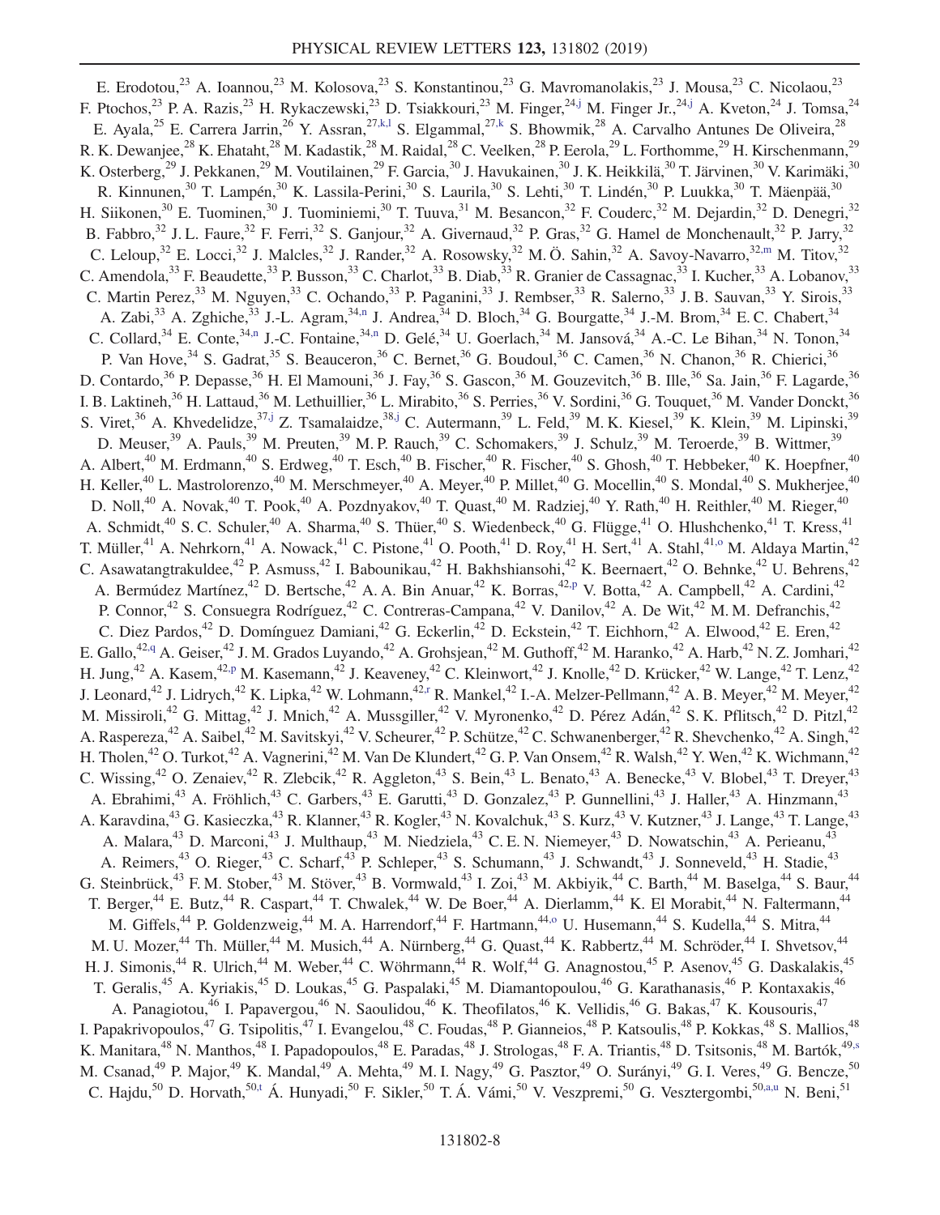E. Erodotou,[23] A. Ioannou,[23] M. Kolosova,[23] S. Konstantinou,[23] G. Mavromanolakis,[23] J. Mousa,[23] C. Nicolaou,[23] F. Ptochos,[23] P. A. Razis,[23] H. Rykaczewski,[23] D. Tsiakkouri,[23] M. Finger,[24,j] M. Finger Jr.,[24,j] A. Kveton,[24] J. Tomsa,[24] E. Ayala,[25] E. Carrera Jarrin,[26] Y. Assran,[27,k,l] S. Elgammal,[27,k] S. Bhowmik,[28] A. Carvalho Antunes De Oliveira,[28] R. K. Dewanjee,[28] K. Ehataht,[28] M. Kadastik,[28] M. Raidal,[28] C. Veelken,[28] P. Eerola,[29] L. Forthomme,[29] H. Kirschenmann,[29] K. Osterberg,[29] J. Pekkanen,[29] M. Voutilainen,[29] F. Garcia,[30] J. Havukainen,[30] J. K. Heikkilä,[30] T. Järvinen,[30] V. Karimäki,[30] R. Kinnunen,[30] T. Lampén,[30] K. Lassila-Perini,[30] S. Laurila,[30] S. Lehti,[30] T. Lindén,[30] P. Luukka,[30] T. Mäenpää,[30] H. Siikonen,[30] E. Tuominen,[30] J. Tuominiemi,[30] T. Tuuva,[31] M. Besancon,[32] F. Couderc,[32] M. Dejardin,[32] D. Denegri,[32] B. Fabbro,[32] J. L. Faure,[32] F. Ferri,[32] S. Ganjour,[32] A. Givernaud,[32] P. Gras,[32] G. Hamel de Monchenault,[32] P. Jarry,[32] C. Leloup,[32] E. Locci,[32] J. Malcles,[32] J. Rander,[32] A. Rosowsky,[32] M. Ö. Sahin,[32] A. Savoy-Navarro,[32,m] M. Titov,[32] C. Amendola,[33] F. Beaudette,[33] P. Busson,[33] C. Charlot,[33] B. Diab,[33] R. Granier de Cassagnac,[33] I. Kucher,[33] A. Lobanov,[33] C. Martin Perez,[33] M. Nguyen,[33] C. Ochando,[33] P. Paganini,[33] J. Rembser,[33] R. Salerno,[33] J. B. Sauvan,[33] Y. Sirois,[33] A. Zabi,[33] A. Zghiche,[33] J.-L. Agram,[34,n] J. Andrea,[34] D. Bloch,[34] G. Bourgatte,[34] J.-M. Brom,[34] E. C. Chabert,[34] C. Collard,[34] E. Conte,[34,n] J.-C. Fontaine,[34,n] D. Gelé,[34] U. Goerlach,[34] M. Jansová,[34] A.-C. Le Bihan,[34] N. Tonon,[34] P. Van Hove,[34] S. Gadrat,[35] S. Beauceron,[36] C. Bernet,[36] G. Boudoul,[36] C. Camen,[36] N. Chanon,[36] R. Chierici,[36] D. Contardo,[36] P. Depasse,[36] H. El Mamouni,[36] J. Fay,[36] S. Gascon,[36] M. Gouzevitch,[36] B. Ille,[36] Sa. Jain,[36] F. Lagarde,[36] I. B. Laktineh,[36] H. Lattaud,[36] M. Lethuillier,[36] L. Mirabito,[36] S. Perries,[36] V. Sordini,[36] G. Touquet,[36] M. Vander Donckt,[36] S. Viret,[36] A. Khvedelidze,[37,j] Z. Tsamalaidze,[38,j] C. Autermann,[39] L. Feld,[39] M. K. Kiesel,[39] K. Klein,[39] M. Lipinski,[39] D. Meuser,[39] A. Pauls,[39] M. Preuten,[39] M. P. Rauch,[39] C. Schomakers,[39] J. Schulz,[39] M. Teroerde,[39] B. Wittmer,[39] A. Albert,[40] M. Erdmann,[40] S. Erdweg,[40] T. Esch,[40] B. Fischer,[40] R. Fischer,[40] S. Ghosh,[40] T. Hebbeker,[40] K. Hoepfner,[40] H. Keller,[40] L. Mastrolorenzo,[40] M. Merschmeyer,[40] A. Meyer,[40] P. Millet,[40] G. Mocellin,[40] S. Mondal,[40] S. Mukherjee,[40] D. Noll,[40] A. Novak,[40] T. Pook,[40] A. Pozdnyakov,[40] T. Quast,[40] M. Radziej,[40] Y. Rath,[40] H. Reithler,[40] M. Rieger,[40] A. Schmidt,[40] S. C. Schuler,[40] A. Sharma,[40] S. Thüer,[40] S. Wiedenbeck,[40] G. Flügge,[41] O. Hlushchenko,[41] T. Kress,[41] T. Müller,[41] A. Nehrkorn,[41] A. Nowack,[41] C. Pistone,[41] O. Pooth,[41] D. Roy,[41] H. Sert,[41] A. Stahl,[41,o] M. Aldaya Martin,[42] C. Asawatangtrakuldee,[42] P. Asmuss,[42] I. Babounikau,[42] H. Bakhshiansohi,[42] K. Beernaert,[42] O. Behnke,[42] U. Behrens,[42] A. Bermúdez Martínez,[42] D. Bertsche,[42] A. A. Bin Anuar,[42] K. Borras,[42,p] V. Botta,[42] A. Campbell,[42] A. Cardini,[42] P. Connor,[42] S. Consuegra Rodríguez,[42] C. Contreras-Campana,[42] V. Danilov,[42] A. De Wit,[42] M. M. Defranchis,[42] C. Diez Pardos,[42] D. Domínguez Damiani,[42] G. Eckerlin,[42] D. Eckstein,[42] T. Eichhorn,[42] A. Elwood,[42] E. Eren,[42] E. Gallo,[42,q] A. Geiser,[42] J. M. Grados Luyando,[42] A. Grohsjean,[42] M. Guthoff,[42] M. Haranko,[42] A. Harb,[42] N. Z. Jomhari,[42] H. Jung,[42] A. Kasem,[42,p] M. Kasemann,[42] J. Keaveney,[42] C. Kleinwort,[42] J. Knolle,[42] D. Krücker,[42] W. Lange,[42] T. Lenz,[42] J. Leonard,[42] J. Lidrych,[42] K. Lipka,[42] W. Lohmann,[42,r] R. Mankel,[42] I.-A. Melzer-Pellmann,[42] A. B. Meyer,[42] M. Meyer,[42] M. Missiroli,[42] G. Mittag,[42] J. Mnich,[42] A. Mussgiller,[42] V. Myronenko,[42] D. Pérez Adán,[42] S. K. Pflitsch,[42] D. Pitzl,[42] A. Raspereza,[42] A. Saibel,[42] M. Savitskyi,[42] V. Scheurer,[42] P. Schütze,[42] C. Schwanenberger,[42] R. Shevchenko,[42] A. Singh,[42] H. Tholen,[42] O. Turkot,[42] A. Vagnerini,[42] M. Van De Klundert,[42] G. P. Van Onsem,[42] R. Walsh,[42] Y. Wen,[42] K. Wichmann,[42] C. Wissing,[42] O. Zenaiev,[42] R. Zlebcik,[42] R. Aggleton,[43] S. Bein,[43] L. Benato,[43] A. Benecke,[43] V. Blobel,[43] T. Dreyer,[43] A. Ebrahimi,[43] A. Fröhlich,[43] C. Garbers,[43] E. Garutti,[43] D. Gonzalez,[43] P. Gunnellini,[43] J. Haller,[43] A. Hinzmann,[43] A. Karavdina,[43] G. Kasieczka,[43] R. Klanner,[43] R. Kogler,[43] N. Kovalchuk,[43] S. Kurz,[43] V. Kutzner,[43] J. Lange,[43] T. Lange,[43] A. Malara,[43] D. Marconi,[43] J. Multhaup,[43] M. Niedziela,[43] C. E. N. Niemeyer,[43] D. Nowatschin,[43] A. Perieanu,[43] A. Reimers,[43] O. Rieger,[43] C. Scharf,[43] P. Schleper,[43] S. Schumann,[43] J. Schwandt,[43] J. Sonneveld,[43] H. Stadie,[43] G. Steinbrück,[43] F. M. Stober,[43] M. Stöver,[43] B. Vormwald,[43] I. Zoi,[43] M. Akbiyik,[44] C. Barth,[44] M. Baselga,[44] S. Baur,[44] T. Berger,[44] E. Butz,[44] R. Caspart,[44] T. Chwalek,[44] W. De Boer,[44] A. Dierlamm,[44] K. El Morabit,[44] N. Faltermann,[44] M. Giffels,[44] P. Goldenzweig,[44] M. A. Harrendorf,[44] F. Hartmann,[44,o] U. Husemann,[44] S. Kudella,[44] S. Mitra,[44] M. U. Mozer,[44] Th. Müller,[44] M. Musich,[44] A. Nürnberg,[44] G. Quast,[44] K. Rabbertz,[44] M. Schröder,[44] I. Shvetsov,[44] H. J. Simonis,[44] R. Ulrich,[44] M. Weber,[44] C. Wöhrmann,[44] R. Wolf,[44] G. Anagnostou,[45] P. Asenov,[45] G. Daskalakis,[45] T. Geralis,[45] A. Kyriakis,[45] D. Loukas,[45] G. Paspalaki,[45] M. Diamantopoulou,[46] G. Karathanasis,[46] P. Kontaxakis,[46] A. Panagiotou,[46] I. Papavergou,[46] N. Saoulidou,[46] K. Theofilatos,[46] K. Vellidis,[46] G. Bakas,[47] K. Kousouris,[47] I. Papakrivopoulos,[47] G. Tsipolitis,[47] I. Evangelou,[48] C. Foudas,[48] P. Gianneios,[48] P. Katsoulis,[48] P. Kokkas,[48] S. Mallios,[48] K. Manitara,[48] N. Manthos,[48] I. Papadopoulos,[48] E. Paradas,[48] J. Strologas,[48] F. A. Triantis,[48] D. Tsitsonis,[48] M. Bartók,[49,s] M. Csanad,[49] P. Major,[49] K. Mandal,[49] A. Mehta,[49] M. I. Nagy,[49] G. Pasztor,[49] O. Surányi,[49] G. I. Veres,[49] G. Bencze,[50] C. Hajdu,[50] D. Horvath,[50,t] Á. Hunyadi,[50] F. Sikler,[50] T. Á. Vámi,[50] V. Veszpremi,[50] G. Vesztergombi,[50,a,u] N. Beni,[51]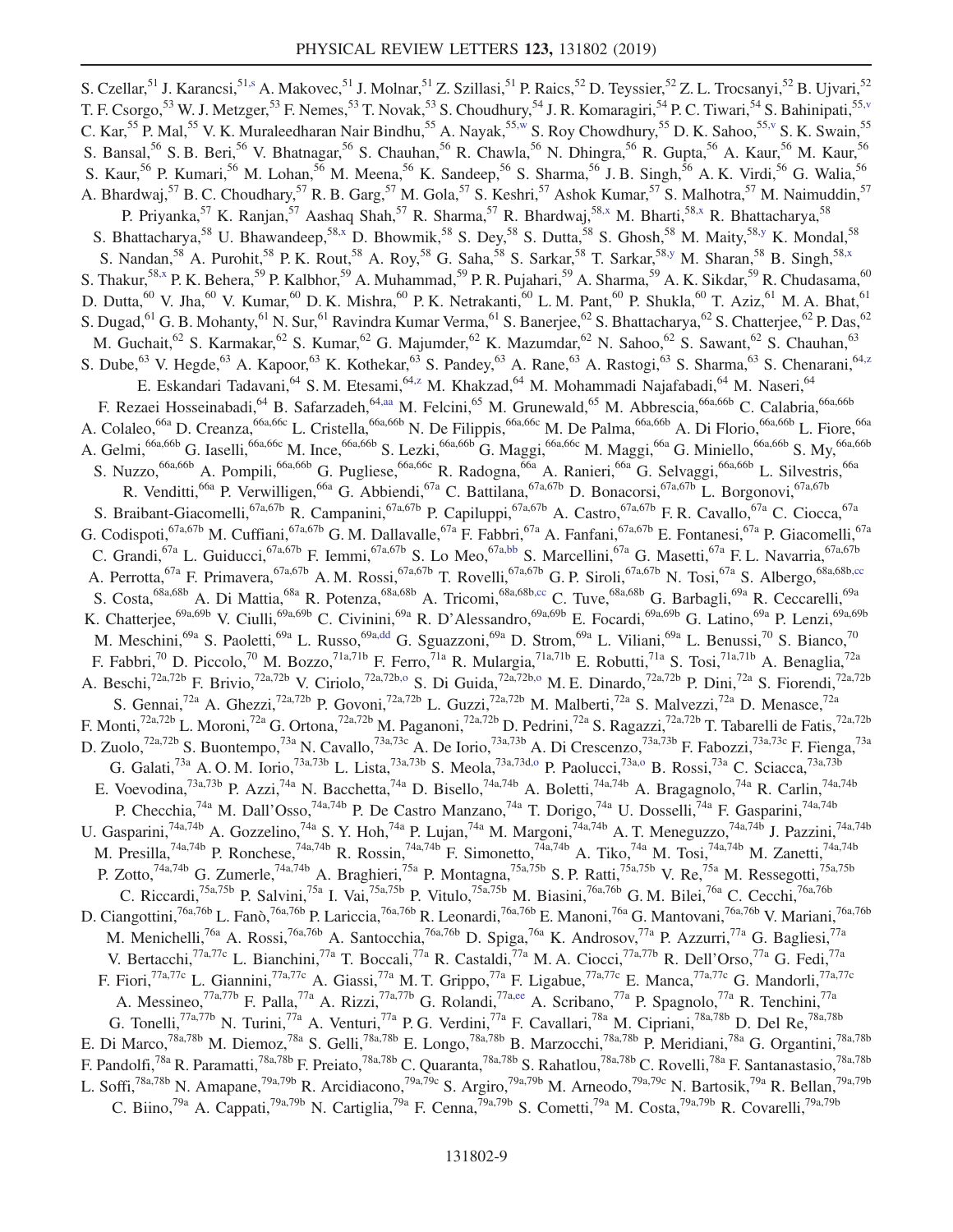S. Czellar,[51] J. Karancsi,[51,s] A. Makovec,[51] J. Molnar,[51] Z. Szillasi,[51] P. Raics,[52] D. Teyssier,[52] Z. L. Trocsanyi,[52] B. Ujvari,[52] T. F. Csorgo,[53] W. J. Metzger,[53] F. Nemes,[53] T. Novak,[53] S. Choudhury,[54] J. R. Komaragiri,[54] P. C. Tiwari,[54] S. Bahinipati,[55,v] C. Kar,[55] P. Mal,[55] V. K. Muraleedharan Nair Bindhu,[55] A. Nayak,[55,w] S. Roy Chowdhury,[55] D. K. Sahoo,[55,v] S. K. Swain,[55] S. Bansal,[56] S. B. Beri,[56] V. Bhatnagar,[56] S. Chauhan,[56] R. Chawla,[56] N. Dhingra,[56] R. Gupta,[56] A. Kaur,[56] M. Kaur,[56] S. Kaur,[56] P. Kumari,[56] M. Lohan,[56] M. Meena,[56] K. Sandeep,[56] S. Sharma,[56] J. B. Singh,[56] A. K. Virdi,[56] G. Walia,[56] A. Bhardwaj,[57] B. C. Choudhary,[57] R. B. Garg,[57] M. Gola,[57] S. Keshri,[57] Ashok Kumar,[57] S. Malhotra,[57] M. Naimuddin,[57] P. Priyanka,[57] K. Ranjan,[57] Aashaq Shah,[57] R. Sharma,[57] R. Bhardwaj,[58,x] M. Bharti,[58,x] R. Bhattacharya,[58] S. Bhattacharya,[58] U. Bhawandeep,[58,x] D. Bhowmik,[58] S. Dey,[58] S. Dutta,[58] S. Ghosh,[58] M. Maity,[58,y] K. Mondal,[58] S. Nandan,[58] A. Purohit,[58] P. K. Rout,[58] A. Roy,[58] G. Saha,[58] S. Sarkar,[58] T. Sarkar,[58,y] M. Sharan,[58] B. Singh,[58,x] S. Thakur,[58,x] P. K. Behera,[59] P. Kalbhor,[59] A. Muhammad,[59] P. R. Pujahari,[59] A. Sharma,[59] A. K. Sikdar,[59] R. Chudasama,[60] D. Dutta,[60] V. Jha,[60] V. Kumar,[60] D. K. Mishra,[60] P. K. Netrakanti,[60] L. M. Pant,[60] P. Shukla,[60] T. Aziz,[61] M. A. Bhat,[61] S. Dugad,[61] G. B. Mohanty,[61] N. Sur,[61] Ravindra Kumar Verma,[61] S. Banerjee,[62] S. Bhattacharya,[62] S. Chatterjee,[62] P. Das,[62] M. Guchait,[62] S. Karmakar,[62] S. Kumar,[62] G. Majumder,[62] K. Mazumdar,[62] N. Sahoo,[62] S. Sawant,[62] S. Chauhan,[63] S. Dube,[63] V. Hegde,[63] A. Kapoor,[63] K. Kothekar,[63] S. Pandey,[63] A. Rane,[63] A. Rastogi,[63] S. Sharma,[63] S. Chenarani,[64,z] E. Eskandari Tadavani,[64] S. M. Etesami,[64,z] M. Khakzad,[64] M. Mohammadi Najafabadi,[64] M. Naseri,[64] F. Rezaei Hosseinabadi,[64] B. Safarzadeh,[64,aa] M. Felcini,[65] M. Grunewald,[65] M. Abbrescia,[66a,66b] C. Calabria,[66a,66b] A. Colaleo,[66a] D. Creanza,[66a,66c] L. Cristella,[66a,66b] N. De Filippis,[66a,66c] M. De Palma,[66a,66b] A. Di Florio,[66a,66b] L. Fiore,[66a] A. Gelmi,[66a,66b] G. Iaselli,[66a,66c] M. Ince,[66a,66b] S. Lezki,[66a,66b] G. Maggi,[66a,66c] M. Maggi,[66a] G. Miniello,[66a,66b] S. My,[66a,66b] S. Nuzzo,[66a,66b] A. Pompili,[66a,66b] G. Pugliese,[66a,66c] R. Radogna,[66a] A. Ranieri,[66a] G. Selvaggi,[66a,66b] L. Silvestris,[66a] R. Venditti,[66a] P. Verwilligen,[66a] G. Abbiendi,[67a] C. Battilana,[67a,67b] D. Bonacorsi,[67a,67b] L. Borgonovi,[67a,67b] S. Braibant-Giacomelli,[67a,67b] R. Campanini,[67a,67b] P. Capiluppi,[67a,67b] A. Castro,[67a,67b] F. R. Cavallo,[67a] C. Ciocca,[67a] G. Codispoti,[67a,67b] M. Cuffiani,[67a,67b] G. M. Dallavalle,[67a] F. Fabbri,[67a] A. Fanfani,[67a,67b] E. Fontanesi,[67a] P. Giacomelli,[67a] C. Grandi,[67a] L. Guiducci,[67a,67b] F. Iemmi,[67a,67b] S. Lo Meo,[67a,bb] S. Marcellini,[67a] G. Masetti,[67a] F. L. Navarria,[67a,67b] A. Perrotta,[67a] F. Primavera,[67a,67b] A. M. Rossi,[67a,67b] T. Rovelli,[67a,67b] G. P. Siroli,[67a,67b] N. Tosi,[67a] S. Albergo,[68a,68b,cc] S. Costa,[68a,68b] A. Di Mattia,[68a] R. Potenza,[68a,68b] A. Tricomi,[68a,68b,cc] C. Tuve,[68a,68b] G. Barbagli,[69a] R. Ceccarelli,[69a] K. Chatterjee,[69a,69b] V. Ciulli,[69a,69b] C. Civinini,[69a] R. D'Alessandro,[69a,69b] E. Focardi,[69a,69b] G. Latino,[69a,69b] P. Lenzi,[69a,69b] M. Meschini,[69a] S. Paoletti,[69a] L. Russo,[69a,dd] G. Sguazzoni,[69a] D. Strom,[69a] L. Viliani,[69a] L. Benussi,[70] S. Bianco,[70] F. Fabbri,[70] D. Piccolo,[70] M. Bozzo,[71a,71b] F. Ferro,[71a] R. Mulargia,[71a,71b] E. Robutti,[71a] S. Tosi,[71a,71b] A. Benaglia,[72a] A. Beschi,[72a,72b] F. Brivio,[72a,72b] V. Ciriolo,[72a,72b,o] S. Di Guida,[72a,72b,o] M. E. Dinardo,[72a,72b] P. Dini,[72a] S. Fiorendi,[72a,72b] S. Gennai,[72a] A. Ghezzi,[72a,72b] P. Govoni,[72a,72b] L. Guzzi,[72a,72b] M. Malberti,[72a] S. Malvezzi,[72a] D. Menasce,[72a] F. Monti,[72a,72b] L. Moroni,[72a] G. Ortona,[72a,72b] M. Paganoni,[72a,72b] D. Pedrini,[72a] S. Ragazzi,[72a,72b] T. Tabarelli de Fatis,[72a,72b] D. Zuolo,[72a,72b] S. Buontempo,[73a] N. Cavallo,[73a,73c] A. De Iorio,[73a,73b] A. Di Crescenzo,[73a,73b] F. Fabozzi,[73a,73c] F. Fienga,[73a] G. Galati,[73a] A. O. M. Iorio,[73a,73b] L. Lista,[73a,73b] S. Meola,[73a,73d,o] P. Paolucci,[73a,o] B. Rossi,[73a] C. Sciacca,[73a,73b] E. Voevodina,[73a,73b] P. Azzi,[74a] N. Bacchetta,[74a] D. Bisello,[74a,74b] A. Boletti,[74a,74b] A. Bragagnolo,[74a] R. Carlin,[74a,74b] P. Checchia,[74a] M. Dall'Osso,[74a,74b] P. De Castro Manzano,[74a] T. Dorigo,[74a] U. Dosselli,[74a] F. Gasparini,[74a,74b] U. Gasparini,[74a,74b] A. Gozzelino,[74a] S. Y. Hoh,[74a] P. Lujan,[74a] M. Margoni,[74a,74b] A. T. Meneguzzo,[74a,74b] J. Pazzini,[74a,74b] M. Presilla,[74a,74b] P. Ronchese,[74a,74b] R. Rossin,[74a,74b] F. Simonetto,[74a,74b] A. Tiko,[74a] M. Tosi,[74a,74b] M. Zanetti,[74a,74b] P. Zotto,[74a,74b] G. Zumerle,[74a,74b] A. Braghieri,[75a] P. Montagna,[75a,75b] S. P. Ratti,[75a,75b] V. Re,[75a] M. Ressegotti,[75a,75b] C. Riccardi,[75a,75b] P. Salvini,[75a] I. Vai,[75a,75b] P. Vitulo,[75a,75b] M. Biasini,[76a,76b] G. M. Bilei,[76a] C. Cecchi,[76a,76b] D. Ciangottini,[76a,76b] L. Fanò,[76a,76b] P. Lariccia,[76a,76b] R. Leonardi,[76a,76b] E. Manoni,[76a] G. Mantovani,[76a,76b] V. Mariani,[76a,76b] M. Menichelli,[76a] A. Rossi,[76a,76b] A. Santocchia,[76a,76b] D. Spiga,[76a] K. Androsov,[77a] P. Azzurri,[77a] G. Bagliesi,[77a] V. Bertacchi,[77a,77c] L. Bianchini,[77a] T. Boccali,[77a] R. Castaldi,[77a] M. A. Ciocci,[77a,77b] R. Dell'Orso,[77a] G. Fedi,[77a] F. Fiori,[77a,77c] L. Giannini,[77a,77c] A. Giassi,[77a] M. T. Grippo,[77a] F. Ligabue,[77a,77c] E. Manca,[77a,77c] G. Mandorli,[77a,77c] A. Messineo,[77a,77b] F. Palla,[77a] A. Rizzi,[77a,77b] G. Rolandi,[77a,ee] A. Scribano,[77a] P. Spagnolo,[77a] R. Tenchini,[77a] G. Tonelli,[77a,77b] N. Turini,[77a] A. Venturi,[77a] P. G. Verdini,[77a] F. Cavallari,[78a] M. Cipriani,[78a,78b] D. Del Re,[78a,78b] E. Di Marco,[78a,78b] M. Diemoz,[78a] S. Gelli,[78a,78b] E. Longo,[78a,78b] B. Marzocchi,[78a,78b] P. Meridiani,[78a] G. Organtini,[78a,78b] F. Pandolfi,[78a] R. Paramatti,[78a,78b] F. Preiato,[78a,78b] C. Quaranta,[78a,78b] S. Rahatlou,[78a,78b] C. Rovelli,[78a] F. Santanastasio,[78a,78b] L. Soffi,[78a,78b] N. Amapane,[79a,79b] R. Arcidiacono,[79a,79c] S. Argiro,[79a,79b] M. Arneodo,[79a,79c] N. Bartosik,[79a] R. Bellan,[79a,79b] C. Biino,[79a] A. Cappati,[79a,79b] N. Cartiglia,[79a] F. Cenna,[79a,79b] S. Cometti,[79a] M. Costa,[79a,79b] R. Covarelli,[79a,79b]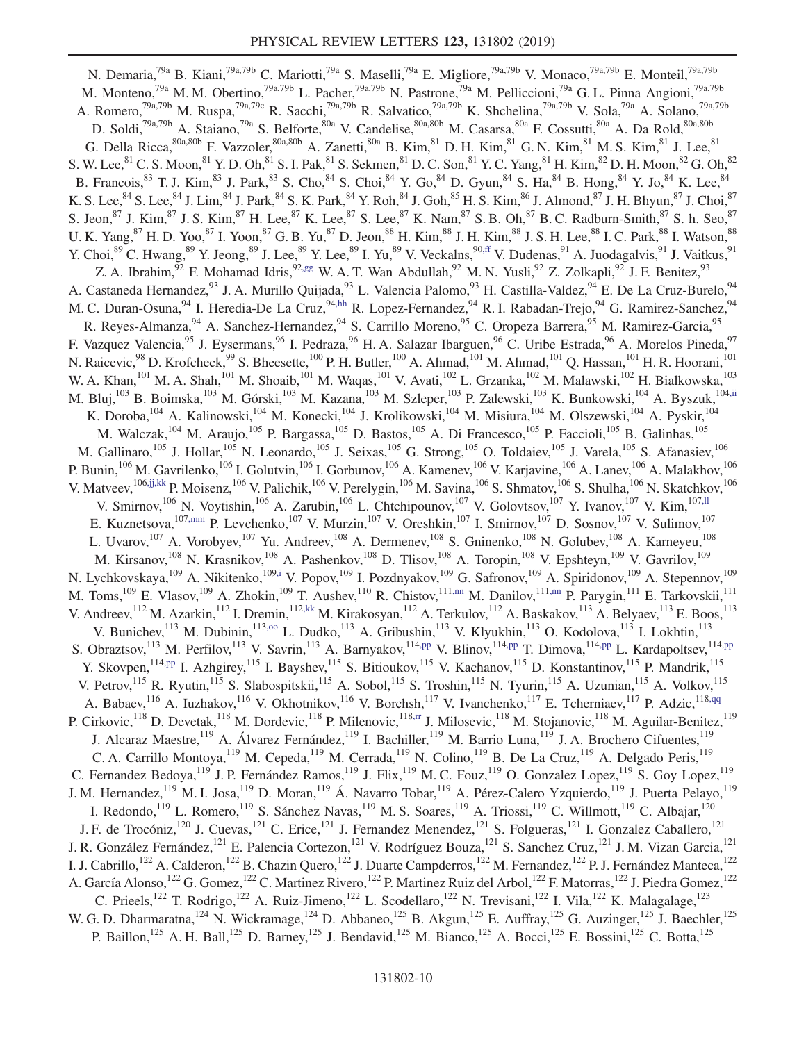N. Demaria,[79a] B. Kiani,[79a,79b] C. Mariotti,[79a] S. Maselli,[79a] E. Migliore,[79a,79b] V. Monaco,[79a,79b] E. Monteil,[79a,79b] M. Monteno,[79a] M. M. Obertino,[79a,79b] L. Pacher,[79a,79b] N. Pastrone,[79a] M. Pelliccioni,[79a] G. L. Pinna Angioni,[79a,79b] A. Romero,[79a,79b] M. Ruspa,[79a,79c] R. Sacchi,[79a,79b] R. Salvatico,[79a,79b] K. Shchelina,[79a,79b] V. Sola,[79a] A. Solano,[79a,79b] D. Soldi,[79a,79b] A. Staiano,[79a] S. Belforte,[80a] V. Candelise,[80a,80b] M. Casarsa,[80a] F. Cossutti,[80a] A. Da Rold,[80a,80b] G. Della Ricca,[80a,80b] F. Vazzoler,[80a,80b] A. Zanetti,[80a] B. Kim,[81] D. H. Kim,[81] G. N. Kim,[81] M. S. Kim,[81] J. Lee,[81] S. W. Lee,[81] C. S. Moon,[81] Y. D. Oh,[81] S. I. Pak,[81] S. Sekmen,[81] D. C. Son,[81] Y. C. Yang,[81] H. Kim,[82] D. H. Moon,[82] G. Oh,[82] B. Francois,[83] T. J. Kim,[83] J. Park,[83] S. Cho,[84] S. Choi,[84] Y. Go,[84] D. Gyun,[84] S. Ha,[84] B. Hong,[84] Y. Jo,[84] K. Lee,[84] K. S. Lee,[84] S. Lee,[84] J. Lim,[84] J. Park,[84] S. K. Park,[84] Y. Roh,[84] J. Goh,[85] H. S. Kim,[86] J. Almond,[87] J. H. Bhyun,[87] J. Choi,[87] S. Jeon,[87] J. Kim,[87] J. S. Kim,[87] H. Lee,[87] K. Lee,[87] S. Lee,[87] K. Nam,[87] S. B. Oh,[87] B. C. Radburn-Smith,[87] S. h. Seo,[87] U. K. Yang,[87] H. D. Yoo,[87] I. Yoon,[87] G. B. Yu,[87] D. Jeon,[88] H. Kim,[88] J. H. Kim,[88] J. S. H. Lee,[88] I. C. Park,[88] I. Watson,[88] Y. Choi,[89] C. Hwang,[89] Y. Jeong,[89] J. Lee,[89] Y. Lee,[89] I. Yu,[89] V. Veckalns,[90,ff] V. Dudenas,[91] A. Juodagalvis,[91] J. Vaitkus,[91] Z. A. Ibrahim,[92] F. Mohamad Idris,[92,gg] W. A. T. Wan Abdullah,[92] M. N. Yusli,[92] Z. Zolkapli,[92] J. F. Benitez,[93] A. Castaneda Hernandez,[93] J. A. Murillo Quijada,[93] L. Valencia Palomo,[93] H. Castilla-Valdez,[94] E. De La Cruz-Burelo,[94] M. C. Duran-Osuna,[94] I. Heredia-De La Cruz,[94,hh] R. Lopez-Fernandez,[94] R. I. Rabadan-Trejo,[94] G. Ramirez-Sanchez,[94] R. Reyes-Almanza,[94] A. Sanchez-Hernandez,[94] S. Carrillo Moreno,[95] C. Oropeza Barrera,[95] M. Ramirez-Garcia,[95] F. Vazquez Valencia,[95] J. Eysermans,[96] I. Pedraza,[96] H. A. Salazar Ibarguen,[96] C. Uribe Estrada,[96] A. Morelos Pineda,[97] N. Raicevic,[98] D. Krofcheck,[99] S. Bheesette,[100] P. H. Butler,[100] A. Ahmad,[101] M. Ahmad,[101] Q. Hassan,[101] H. R. Hoorani,[101] W. A. Khan,[101] M. A. Shah,[101] M. Shoaib,[101] M. Waqas,[101] V. Avati,[102] L. Grzanka,[102] M. Malawski,[102] H. Bialkowska,[103] M. Bluj,[103] B. Boimska,[103] M. Górski,[103] M. Kazana,[103] M. Szleper,[103] P. Zalewski,[103] K. Bunkowski,[104] A. Byszuk,[104,ii] K. Doroba,[104] A. Kalinowski,[104] M. Konecki,[104] J. Krolikowski,[104] M. Misiura,[104] M. Olszewski,[104] A. Pyskir,[104] M. Walczak,[104] M. Araujo,[105] P. Bargassa,[105] D. Bastos,[105] A. Di Francesco,[105] P. Faccioli,[105] B. Galinhas,[105] M. Gallinaro,[105] J. Hollar,[105] N. Leonardo,[105] J. Seixas,[105] G. Strong,[105] O. Toldaiev,[105] J. Varela,[105] S. Afanasiev,[106] P. Bunin,[106] M. Gavrilenko,[106] I. Golutvin,[106] I. Gorbunov,[106] A. Kamenev,[106] V. Karjavine,[106] A. Lanev,[106] A. Malakhov,[106] V. Matveev,[106,jj,kk] P. Moisenz,[106] V. Palichik,[106] V. Perelygin,[106] M. Savina,[106] S. Shmatov,[106] S. Shulha,[106] N. Skatchkov,[106] V. Smirnov,[106] N. Voytishin,[106] A. Zarubin,[106] L. Chtchipounov,[107] V. Golovtsov,[107] Y. Ivanov,[107] V. Kim,[107,ll] E. Kuznetsova,[107,mm] P. Levchenko,[107] V. Murzin,[107] V. Oreshkin,[107] I. Smirnov,[107] D. Sosnov,[107] V. Sulimov,[107] L. Uvarov,[107] A. Vorobyev,[107] Yu. Andreev,[108] A. Dermenev,[108] S. Gninenko,[108] N. Golubev,[108] A. Karneyeu,[108] M. Kirsanov,[108] N. Krasnikov,[108] A. Pashenkov,[108] D. Tlisov,[108] A. Toropin,[108] V. Epshteyn,[109] V. Gavrilov,[109] N. Lychkovskaya,[109] A. Nikitenko,[109,i] V. Popov,[109] I. Pozdnyakov,[109] G. Safronov,[109] A. Spiridonov,[109] A. Stepennov,[109] M. Toms,[109] E. Vlasov,[109] A. Zhokin,[109] T. Aushev,[110] R. Chistov,[111,nn] M. Danilov,[111,nn] P. Parygin,[111] E. Tarkovskii,[111] V. Andreev,[112] M. Azarkin,[112] I. Dremin,[112,kk] M. Kirakosyan,[112] A. Terkulov,[112] A. Baskakov,[113] A. Belyaev,[113] E. Boos,[113] V. Bunichev,[113] M. Dubinin,[113,oo] L. Dudko,[113] A. Gribushin,[113] V. Klyukhin,[113] O. Kodolova,[113] I. Lokhtin,[113] S. Obraztsov,[113] M. Perfilov,[113] V. Savrin,[113] A. Barnyakov,[114,pp] V. Blinov,[114,pp] T. Dimova,[114,pp] L. Kardapoltsev,[114,pp] Y. Skovpen,[114,pp] I. Azhgirey,[115] I. Bayshev,[115] S. Bitioukov,[115] V. Kachanov,[115] D. Konstantinov,[115] P. Mandrik,[115] V. Petrov,[115] R. Ryutin,[115] S. Slabospitskii,[115] A. Sobol,[115] S. Troshin,[115] N. Tyurin,[115] A. Uzunian,[115] A. Volkov,[115] A. Babaev,[116] A. Iuzhakov,[116] V. Okhotnikov,[116] V. Borchsh,[117] V. Ivanchenko,[117] E. Tcherniaev,[117] P. Adzic,[118,qq] P. Cirkovic,[118] D. Devetak,[118] M. Dordevic,[118] P. Milenovic,[118,rr] J. Milosevic,[118] M. Stojanovic,[118] M. Aguilar-Benitez,[119] J. Alcaraz Maestre,[119] A. Álvarez Fernández,[119] I. Bachiller,[119] M. Barrio Luna,[119] J. A. Brochero Cifuentes,[119] C. A. Carrillo Montoya,[119] M. Cepeda,[119] M. Cerrada,[119] N. Colino,[119] B. De La Cruz,[119] A. Delgado Peris,[119] C. Fernandez Bedoya,[119] J. P. Fernández Ramos,[119] J. Flix,[119] M. C. Fouz,[119] O. Gonzalez Lopez,[119] S. Goy Lopez,[119] J. M. Hernandez,[119] M. I. Josa,[119] D. Moran,[119] Á. Navarro Tobar,[119] A. Pérez-Calero Yzquierdo,[119] J. Puerta Pelayo,[119] I. Redondo,[119] L. Romero,[119] S. Sánchez Navas,[119] M. S. Soares,[119] A. Triossi,[119] C. Willmott,[119] C. Albajar,[120] J. F. de Trocóniz,[120] J. Cuevas,[121] C. Erice,[121] J. Fernandez Menendez,[121] S. Folgueras,[121] I. Gonzalez Caballero,[121] J. R. González Fernández,[121] E. Palencia Cortezon,[121] V. Rodríguez Bouza,[121] S. Sanchez Cruz,[121] J. M. Vizan Garcia,[121] I. J. Cabrillo,[122] A. Calderon,[122] B. Chazin Quero,[122] J. Duarte Campderros,[122] M. Fernandez,[122] P. J. Fernández Manteca,[122] A. García Alonso,[122] G. Gomez,[122] C. Martinez Rivero,[122] P. Martinez Ruiz del Arbol,[122] F. Matorras,[122] J. Piedra Gomez,[122] C. Prieels,[122] T. Rodrigo,[122] A. Ruiz-Jimeno,[122] L. Scodellaro,[122] N. Trevisani,[122] I. Vila,[122] K. Malagalage,[123] W. G. D. Dharmaratna,[124] N. Wickramage,[124] D. Abbaneo,[125] B. Akgun,[125] E. Auffray,[125] G. Auzinger,[125] J. Baechler,[125] P. Baillon,[125] A. H. Ball,[125] D. Barney,[125] J. Bendavid,[125] M. Bianco,[125] A. Bocci,[125] E. Bossini,[125] C. Botta,[125]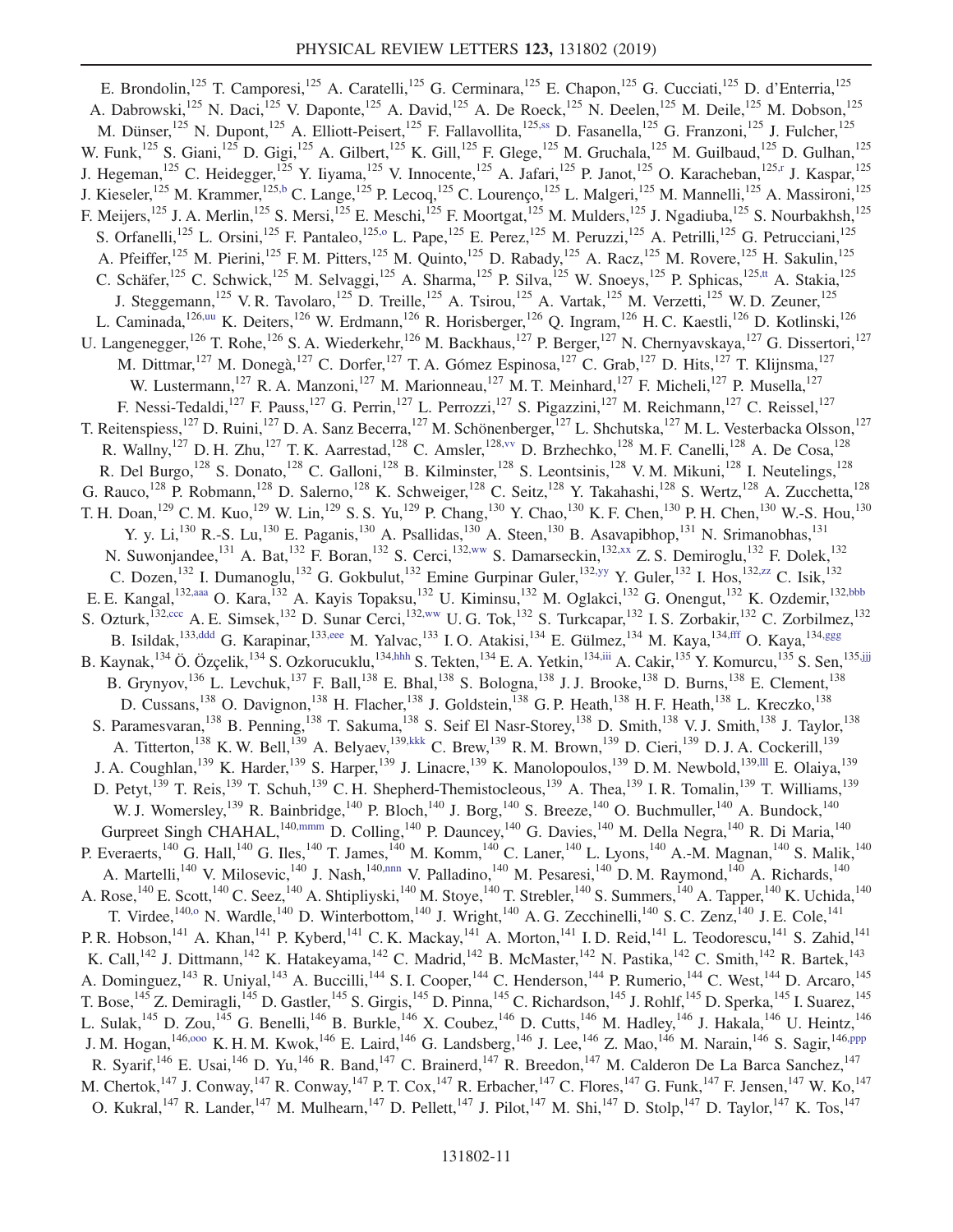E. Brondolin,[125] T. Camporesi,[125] A. Caratelli,[125] G. Cerminara,[125] E. Chapon,[125] G. Cucciati,[125] D. d'Enterria,[125] A. Dabrowski,[125] N. Daci,[125] V. Daponte,[125] A. David,[125] A. De Roeck,[125] N. Deelen,[125] M. Deile,[125] M. Dobson,[125] M. Dünser,[125] N. Dupont,[125] A. Elliott-Peisert,[125] F. Fallavollita,[125,ss] D. Fasanella,[125] G. Franzoni,[125] J. Fulcher,[125] W. Funk,[125] S. Giani,[125] D. Gigi,[125] A. Gilbert,[125] K. Gill,[125] F. Glege,[125] M. Gruchala,[125] M. Guilbaud,[125] D. Gulhan,[125] J. Hegeman,[125] C. Heidegger,[125] Y. Iiyama,[125] V. Innocente,[125] A. Jafari,[125] P. Janot,[125] O. Karacheban,[125,r] J. Kaspar,[125] J. Kieseler,[125] M. Krammer,[125,b] C. Lange,[125] P. Lecoq,[125] C. Lourenço,[125] L. Malgeri,[125] M. Mannelli,[125] A. Massironi,[125] F. Meijers,[125] J. A. Merlin,[125] S. Mersi,[125] E. Meschi,[125] F. Moortgat,[125] M. Mulders,[125] J. Ngadiuba,[125] S. Nourbakhsh,[125] S. Orfanelli,[125] L. Orsini,[125] F. Pantaleo,[125,o] L. Pape,[125] E. Perez,[125] M. Peruzzi,[125] A. Petrilli,[125] G. Petrucciani,[125] A. Pfeiffer,[125] M. Pierini,[125] F. M. Pitters,[125] M. Quinto,[125] D. Rabady,[125] A. Racz,[125] M. Rovere,[125] H. Sakulin,[125] C. Schäfer,[125] C. Schwick,[125] M. Selvaggi,[125] A. Sharma,[125] P. Silva,[125] W. Snoeys,[125] P. Sphicas,[125,tt] A. Stakia,[125] J. Steggemann,[125] V. R. Tavolaro,[125] D. Treille,[125] A. Tsirou,[125] A. Vartak,[125] M. Verzetti,[125] W. D. Zeuner,[125] L. Caminada,[126,uu] K. Deiters,[126] W. Erdmann,[126] R. Horisberger,[126] Q. Ingram,[126] H. C. Kaestli,[126] D. Kotlinski,[126] U. Langenegger,[126] T. Rohe,[126] S. A. Wiederkehr,[126] M. Backhaus,[127] P. Berger,[127] N. Chernyavskaya,[127] G. Dissertori,[127] M. Dittmar,[127] M. Donegà,[127] C. Dorfer,[127] T. A. Gómez Espinosa,[127] C. Grab,[127] D. Hits,[127] T. Klijnsma,[127] W. Lustermann,[127] R. A. Manzoni,[127] M. Marionneau,[127] M. T. Meinhard,[127] F. Micheli,[127] P. Musella,[127] F. Nessi-Tedaldi,[127] F. Pauss,[127] G. Perrin,[127] L. Perrozzi,[127] S. Pigazzini,[127] M. Reichmann,[127] C. Reissel,[127] T. Reitenspiess,[127] D. Ruini,[127] D. A. Sanz Becerra,[127] M. Schönenberger,[127] L. Shchutska,[127] M. L. Vesterbacka Olsson,[127] R. Wallny,[127] D. H. Zhu,[127] T. K. Aarrestad,[128] C. Amsler,[128,vv] D. Brzhechko,[128] M. F. Canelli,[128] A. De Cosa,[128] R. Del Burgo,[128] S. Donato,[128] C. Galloni,[128] B. Kilminster,[128] S. Leontsinis,[128] V. M. Mikuni,[128] I. Neutelings,[128] G. Rauco,[128] P. Robmann,[128] D. Salerno,[128] K. Schweiger,[128] C. Seitz,[128] Y. Takahashi,[128] S. Wertz,[128] A. Zucchetta,[128] T. H. Doan,[129] C. M. Kuo,[129] W. Lin,[129] S. S. Yu,[129] P. Chang,[130] Y. Chao,[130] K. F. Chen,[130] P. H. Chen,[130] W.-S. Hou,[130] Y. y. Li,[130] R.-S. Lu,[130] E. Paganis,[130] A. Psallidas,[130] A. Steen,[130] B. Asavapibhop,[131] N. Srimanobhas,[131] N. Suwonjandee,[131] A. Bat,[132] F. Boran,[132] S. Cerci,[132,ww] S. Damarseckin,[132,xx] Z. S. Demiroglu,[132] F. Dolek,[132] C. Dozen,[132] I. Dumanoglu,[132] G. Gokbulut,[132] Emine Gurpinar Guler,[132,yy] Y. Guler,[132] I. Hos,[132,zz] C. Isik,[132] E. E. Kangal,[132,aaa] O. Kara,[132] A. Kayis Topaksu,[132] U. Kiminsu,[132] M. Oglakci,[132] G. Onengut,[132] K. Ozdemir,[132,bbb] S. Ozturk,[132,ccc] A. E. Simsek,[132] D. Sunar Cerci,[132,ww] U. G. Tok,[132] S. Turkcapar,[132] I. S. Zorbakir,[132] C. Zorbilmez,[132] B. Isildak,[133,ddd] G. Karapinar,[133,eee] M. Yalvac,[133] I. O. Atakisi,[134] E. Gülmez,[134] M. Kaya,[134,fff] O. Kaya,[134,ggg] B. Kaynak,[134] Ö. Özçelik,[134] S. Ozkorucuklu,[134,hhh] S. Tekten,[134] E. A. Yetkin,[134,iii] A. Cakir,[135] Y. Komurcu,[135] S. Sen,[135,jjj] B. Grynyov,[136] L. Levchuk,[137] F. Ball,[138] E. Bhal,[138] S. Bologna,[138] J. J. Brooke,[138] D. Burns,[138] E. Clement,[138] D. Cussans,[138] O. Davignon,[138] H. Flacher,[138] J. Goldstein,[138] G. P. Heath,[138] H. F. Heath,[138] L. Kreczko,[138] S. Paramesvaran,[138] B. Penning,[138] T. Sakuma,[138] S. Seif El Nasr-Storey,[138] D. Smith,[138] V. J. Smith,[138] J. Taylor,[138] A. Titterton,[138] K. W. Bell,[139] A. Belyaev,[139,kkk] C. Brew,[139] R. M. Brown,[139] D. Cieri,[139] D. J. A. Cockerill,[139] J. A. Coughlan,[139] K. Harder,[139] S. Harper,[139] J. Linacre,[139] K. Manolopoulos,[139] D. M. Newbold,[139,lll] E. Olaiya,[139] D. Petyt,[139] T. Reis,[139] T. Schuh,[139] C. H. Shepherd-Themistocleous,[139] A. Thea,[139] I. R. Tomalin,[139] T. Williams,[139] W. J. Womersley,[139] R. Bainbridge,[140] P. Bloch,[140] J. Borg,[140] S. Breeze,[140] O. Buchmuller,[140] A. Bundock,[140] Gurpreet Singh CHAHAL,[140,mmm] D. Colling,[140] P. Dauncey,[140] G. Davies,[140] M. Della Negra,[140] R. Di Maria,[140] P. Everaerts,[140] G. Hall,[140] G. Iles,[140] T. James,[140] M. Komm,[140] C. Laner,[140] L. Lyons,[140] A.-M. Magnan,[140] S. Malik,[140] A. Martelli,[140] V. Milosevic,[140] J. Nash,[140,nnn] V. Palladino,[140] M. Pesaresi,[140] D. M. Raymond,[140] A. Richards,[140] A. Rose,[140] E. Scott,[140] C. Seez,[140] A. Shtipliyski,[140] M. Stoye,[140] T. Strebler,[140] S. Summers,[140] A. Tapper,[140] K. Uchida,[140] T. Virdee,[140,o] N. Wardle,[140] D. Winterbottom,[140] J. Wright,[140] A. G. Zecchinelli,[140] S. C. Zenz,[140] J. E. Cole,[141] P. R. Hobson,[141] A. Khan,[141] P. Kyberd,[141] C. K. Mackay,[141] A. Morton,[141] I. D. Reid,[141] L. Teodorescu,[141] S. Zahid,[141] K. Call,[142] J. Dittmann,[142] K. Hatakeyama,[142] C. Madrid,[142] B. McMaster,[142] N. Pastika,[142] C. Smith,[142] R. Bartek,[143] A. Dominguez,[143] R. Uniyal,[143] A. Buccilli,[144] S. I. Cooper,[144] C. Henderson,[144] P. Rumerio,[144] C. West,[144] D. Arcaro,[145] T. Bose,[145] Z. Demiragli,[145] D. Gastler,[145] S. Girgis,[145] D. Pinna,[145] C. Richardson,[145] J. Rohlf,[145] D. Sperka,[145] I. Suarez,[145] L. Sulak,[145] D. Zou,[145] G. Benelli,[146] B. Burkle,[146] X. Coubez,[146] D. Cutts,[146] M. Hadley,[146] J. Hakala,[146] U. Heintz,[146] J. M. Hogan,[146,ooo] K. H. M. Kwok,[146] E. Laird,[146] G. Landsberg,[146] J. Lee,[146] Z. Mao,[146] M. Narain,[146] S. Sagir,[146,ppp] R. Syarif,[146] E. Usai,[146] D. Yu,[146] R. Band,[147] C. Brainerd,[147] R. Breedon,[147] M. Calderon De La Barca Sanchez,[147] M. Chertok,[147] J. Conway,[147] R. Conway,[147] P. T. Cox,[147] R. Erbacher,[147] C. Flores,[147] G. Funk,[147] F. Jensen,[147] W. Ko,[147] O. Kukral,[147] R. Lander,[147] M. Mulhearn,[147] D. Pellett,[147] J. Pilot,[147] M. Shi,[147] D. Stolp,[147] D. Taylor,[147] K. Tos,[147]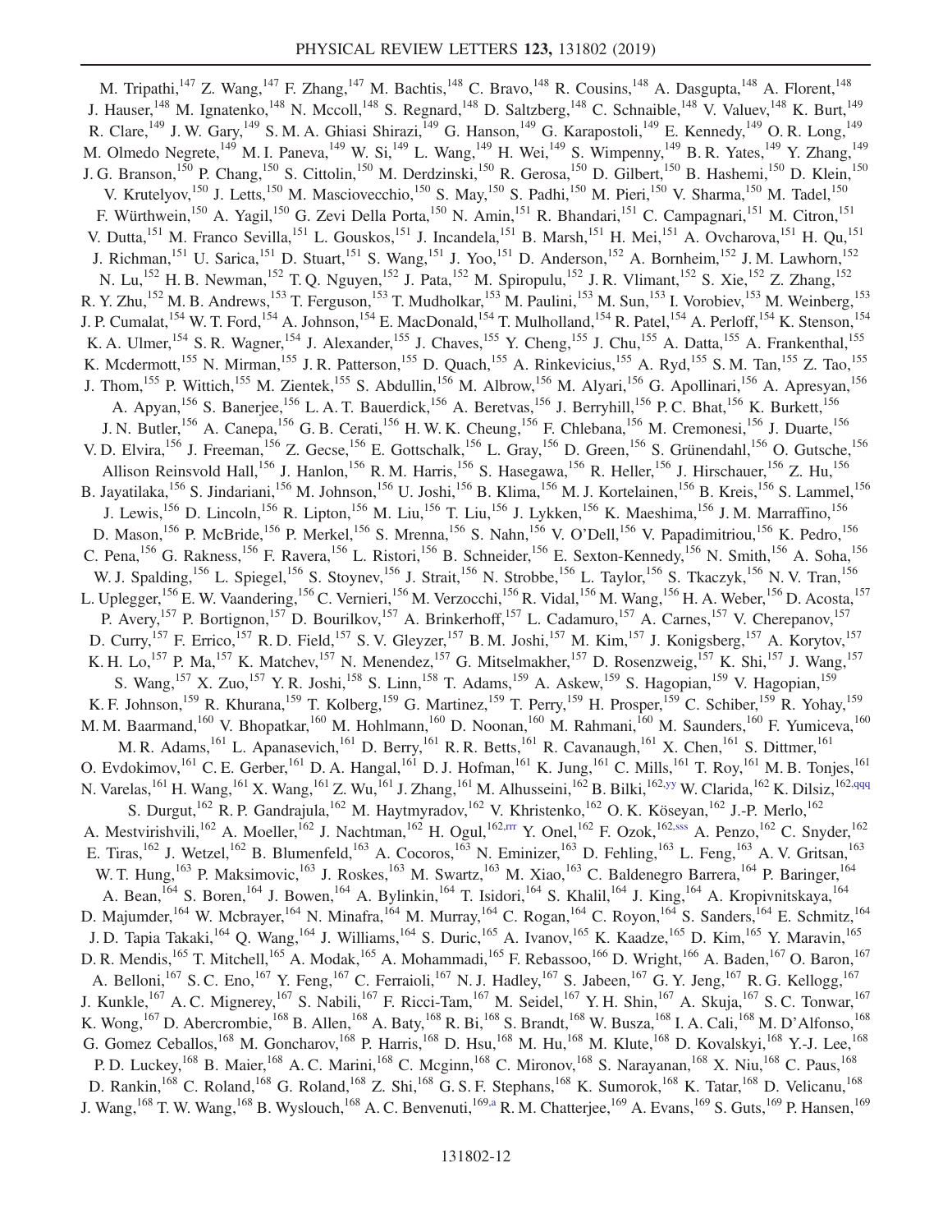M. Tripathi,[147] Z. Wang,[147] F. Zhang,[147] M. Bachtis,[148] C. Bravo,[148] R. Cousins,[148] A. Dasgupta,[148] A. Florent,[148] J. Hauser,[148] M. Ignatenko,[148] N. Mccoll,[148] S. Regnard,[148] D. Saltzberg,[148] C. Schnaible,[148] V. Valuev,[148] K. Burt,[149] R. Clare,[149] J. W. Gary,[149] S. M. A. Ghiasi Shirazi,[149] G. Hanson,[149] G. Karapostoli,[149] E. Kennedy,[149] O. R. Long,[149] M. Olmedo Negrete,[149] M. I. Paneva,[149] W. Si,[149] L. Wang,[149] H. Wei,[149] S. Wimpenny,[149] B. R. Yates,[149] Y. Zhang,[149] J. G. Branson,[150] P. Chang,[150] S. Cittolin,[150] M. Derdzinski,[150] R. Gerosa,[150] D. Gilbert,[150] B. Hashemi,[150] D. Klein,[150] V. Krutelyov,[150] J. Letts,[150] M. Masciovecchio,[150] S. May,[150] S. Padhi,[150] M. Pieri,[150] V. Sharma,[150] M. Tadel,[150] F. Würthwein,[150] A. Yagil,[150] G. Zevi Della Porta,[150] N. Amin,[151] R. Bhandari,[151] C. Campagnari,[151] M. Citron,[151] V. Dutta,[151] M. Franco Sevilla,[151] L. Gouskos,[151] J. Incandela,[151] B. Marsh,[151] H. Mei,[151] A. Ovcharova,[151] H. Qu,[151] J. Richman,[151] U. Sarica,[151] D. Stuart,[151] S. Wang,[151] J. Yoo,[151] D. Anderson,[152] A. Bornheim,[152] J. M. Lawhorn,[152] N. Lu,[152] H. B. Newman,[152] T. Q. Nguyen,[152] J. Pata,[152] M. Spiropulu,[152] J. R. Vlimant,[152] S. Xie,[152] Z. Zhang,[152] R. Y. Zhu,[152] M. B. Andrews,[153] T. Ferguson,[153] T. Mudholkar,[153] M. Paulini,[153] M. Sun,[153] I. Vorobiev,[153] M. Weinberg,[153] J. P. Cumalat,[154] W. T. Ford,[154] A. Johnson,[154] E. MacDonald,[154] T. Mulholland,[154] R. Patel,[154] A. Perloff,[154] K. Stenson,[154] K. A. Ulmer,[154] S. R. Wagner,[154] J. Alexander,[155] J. Chaves,[155] Y. Cheng,[155] J. Chu,[155] A. Datta,[155] A. Frankenthal,[155] K. Mcdermott,[155] N. Mirman,[155] J. R. Patterson,[155] D. Quach,[155] A. Rinkevicius,[155] A. Ryd,[155] S. M. Tan,[155] Z. Tao,[155] J. Thom,[155] P. Wittich,[155] M. Zientek,[155] S. Abdullin,[156] M. Albrow,[156] M. Alyari,[156] G. Apollinari,[156] A. Apresyan,[156] A. Apyan,[156] S. Banerjee,[156] L. A. T. Bauerdick,[156] A. Beretvas,[156] J. Berryhill,[156] P. C. Bhat,[156] K. Burkett,[156] J. N. Butler,[156] A. Canepa,[156] G. B. Cerati,[156] H. W. K. Cheung,[156] F. Chlebana,[156] M. Cremonesi,[156] J. Duarte,[156] V. D. Elvira,[156] J. Freeman,[156] Z. Gecse,[156] E. Gottschalk,[156] L. Gray,[156] D. Green,[156] S. Grünendahl,[156] O. Gutsche,[156] Allison Reinsvold Hall,[156] J. Hanlon,[156] R. M. Harris,[156] S. Hasegawa,[156] R. Heller,[156] J. Hirschauer,[156] Z. Hu,[156] B. Jayatilaka,[156] S. Jindariani,[156] M. Johnson,[156] U. Joshi,[156] B. Klima,[156] M. J. Kortelainen,[156] B. Kreis,[156] S. Lammel,[156] J. Lewis,[156] D. Lincoln,[156] R. Lipton,[156] M. Liu,[156] T. Liu,[156] J. Lykken,[156] K. Maeshima,[156] J. M. Marraffino,[156] D. Mason,[156] P. McBride,[156] P. Merkel,[156] S. Mrenna,[156] S. Nahn,[156] V. O'Dell,[156] V. Papadimitriou,[156] K. Pedro,[156] C. Pena,[156] G. Rakness,[156] F. Ravera,[156] L. Ristori,[156] B. Schneider,[156] E. Sexton-Kennedy,[156] N. Smith,[156] A. Soha,[156] W. J. Spalding,[156] L. Spiegel,[156] S. Stoynev,[156] J. Strait,[156] N. Strobbe,[156] L. Taylor,[156] S. Tkaczyk,[156] N. V. Tran,[156] L. Uplegger,[156] E. W. Vaandering,[156] C. Vernieri,[156] M. Verzocchi,[156] R. Vidal,[156] M. Wang,[156] H. A. Weber,[156] D. Acosta,[157] P. Avery,[157] P. Bortignon,[157] D. Bourilkov,[157] A. Brinkerhoff,[157] L. Cadamuro,[157] A. Carnes,[157] V. Cherepanov,[157] D. Curry,[157] F. Errico,[157] R. D. Field,[157] S. V. Gleyzer,[157] B. M. Joshi,[157] M. Kim,[157] J. Konigsberg,[157] A. Korytov,[157] K. H. Lo,[157] P. Ma,[157] K. Matchev,[157] N. Menendez,[157] G. Mitselmakher,[157] D. Rosenzweig,[157] K. Shi,[157] J. Wang,[157] S. Wang,[157] X. Zuo,[157] Y. R. Joshi,[158] S. Linn,[158] T. Adams,[159] A. Askew,[159] S. Hagopian,[159] V. Hagopian,[159] K. F. Johnson,[159] R. Khurana,[159] T. Kolberg,[159] G. Martinez,[159] T. Perry,[159] H. Prosper,[159] C. Schiber,[159] R. Yohay,[159] M. M. Baarmand,[160] V. Bhopatkar,[160] M. Hohlmann,[160] D. Noonan,[160] M. Rahmani,[160] M. Saunders,[160] F. Yumiceva,[160] M. R. Adams,[161] L. Apanasevich,[161] D. Berry,[161] R. R. Betts,[161] R. Cavanaugh,[161] X. Chen,[161] S. Dittmer,[161] O. Evdokimov,[161] C. E. Gerber,[161] D. A. Hangal,[161] D. J. Hofman,[161] K. Jung,[161] C. Mills,[161] T. Roy,[161] M. B. Tonjes,[161] N. Varelas,[161] H. Wang,[161] X. Wang,[161] Z. Wu,[161] J. Zhang,[161] M. Alhusseini,[162] B. Bilki,[162,yy] W. Clarida,[162] K. Dilsiz,[162,qqq] S. Durgut,[162] R. P. Gandrajula,[162] M. Haytmyradov,[162] V. Khristenko,[162] O. K. Köseyan,[162] J.-P. Merlo,[162] A. Mestvirishvili,[162] A. Moeller,[162] J. Nachtman,[162] H. Ogul,[162,rrr] Y. Onel,[162] F. Ozok,[162,sss] A. Penzo,[162] C. Snyder,[162] E. Tiras,[162] J. Wetzel,[162] B. Blumenfeld,[163] A. Cocoros,[163] N. Eminizer,[163] D. Fehling,[163] L. Feng,[163] A. V. Gritsan,[163] W. T. Hung,[163] P. Maksimovic,[163] J. Roskes,[163] M. Swartz,[163] M. Xiao,[163] C. Baldenegro Barrera,[164] P. Baringer,[164] A. Bean,[164] S. Boren,[164] J. Bowen,[164] A. Bylinkin,[164] T. Isidori,[164] S. Khalil,[164] J. King,[164] A. Kropivnitskaya,[164] D. Majumder,[164] W. Mcbrayer,[164] N. Minafra,[164] M. Murray,[164] C. Rogan,[164] C. Royon,[164] S. Sanders,[164] E. Schmitz,[164] J. D. Tapia Takaki,[164] Q. Wang,[164] J. Williams,[164] S. Duric,[165] A. Ivanov,[165] K. Kaadze,[165] D. Kim,[165] Y. Maravin,[165] D. R. Mendis,[165] T. Mitchell,[165] A. Modak,[165] A. Mohammadi,[165] F. Rebassoo,[166] D. Wright,[166] A. Baden,[167] O. Baron,[167] A. Belloni,[167] S. C. Eno,[167] Y. Feng,[167] C. Ferraioli,[167] N. J. Hadley,[167] S. Jabeen,[167] G. Y. Jeng,[167] R. G. Kellogg,[167] J. Kunkle,[167] A. C. Mignerey,[167] S. Nabili,[167] F. Ricci-Tam,[167] M. Seidel,[167] Y. H. Shin,[167] A. Skuja,[167] S. C. Tonwar,[167] K. Wong,[167] D. Abercrombie,[168] B. Allen,[168] A. Baty,[168] R. Bi,[168] S. Brandt,[168] W. Busza,[168] I. A. Cali,[168] M. D'Alfonso,[168] G. Gomez Ceballos,[168] M. Goncharov,[168] P. Harris,[168] D. Hsu,[168] M. Hu,[168] M. Klute,[168] D. Kovalskyi,[168] Y.-J. Lee,[168] P. D. Luckey,[168] B. Maier,[168] A. C. Marini,[168] C. Mcginn,[168] C. Mironov,[168] S. Narayanan,[168] X. Niu,[168] C. Paus,[168] D. Rankin,[168] C. Roland,[168] G. Roland,[168] Z. Shi,[168] G. S. F. Stephans,[168] K. Sumorok,[168] K. Tatar,[168] D. Velicanu,[168] J. Wang,[168] T. W. Wang,[168] B. Wyslouch,[168] A. C. Benvenuti,[169,a] R. M. Chatterjee,[169] A. Evans,[169] S. Guts,[169] P. Hansen,[169]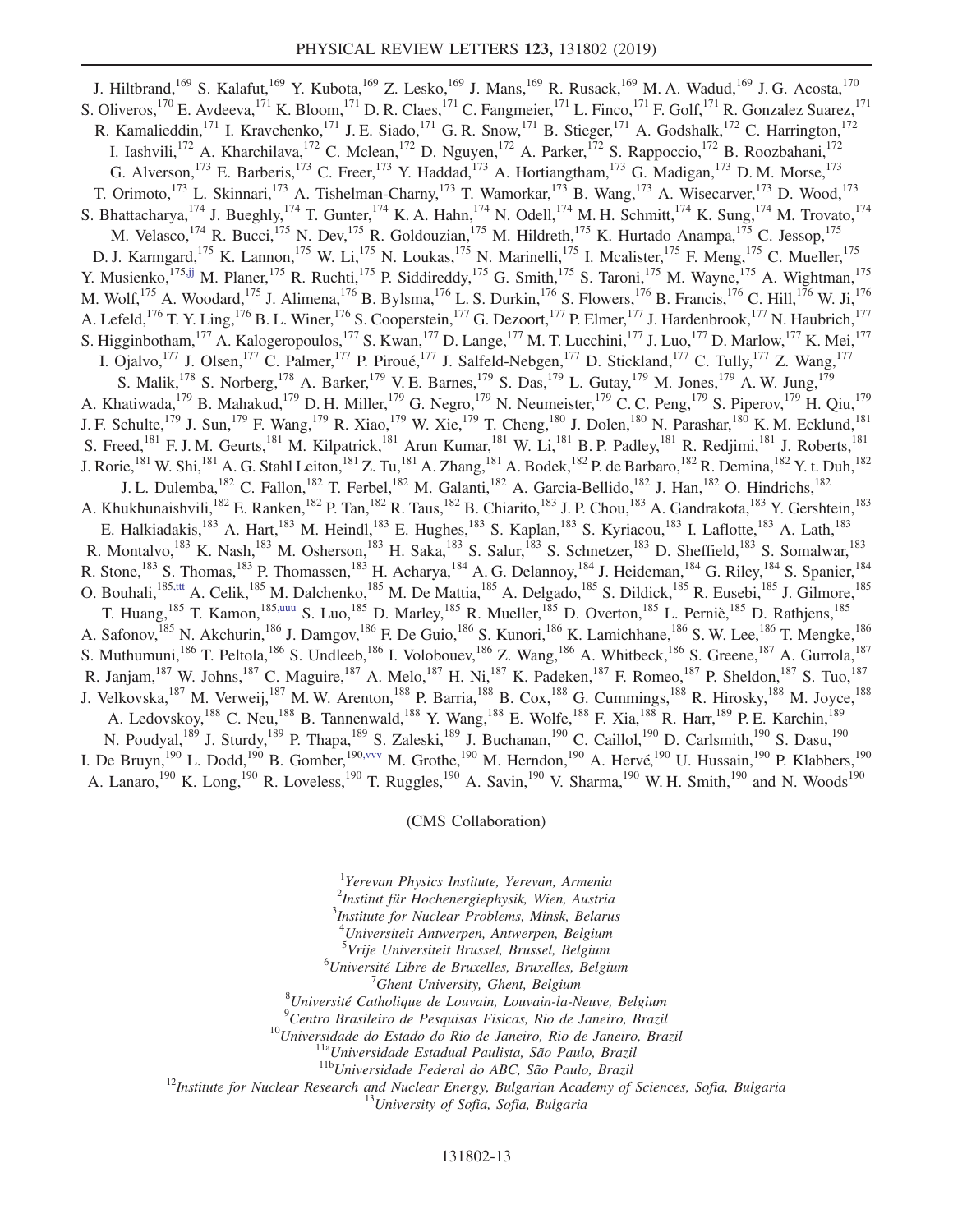J. Hiltbrand,[169] S. Kalafut,[169] Y. Kubota,[169] Z. Lesko,[169] J. Mans,[169] R. Rusack,[169] M. A. Wadud,[169] J. G. Acosta,[170] S. Oliveros,[170] E. Avdeeva,[171] K. Bloom,[171] D. R. Claes,[171] C. Fangmeier,[171] L. Finco,[171] F. Golf,[171] R. Gonzalez Suarez,[171] R. Kamalieddin,[171] I. Kravchenko,[171] J. E. Siado,[171] G. R. Snow,[171] B. Stieger,[171] A. Godshalk,[172] C. Harrington,[172] I. Iashvili,[172] A. Kharchilava,[172] C. Mclean,[172] D. Nguyen,[172] A. Parker,[172] S. Rappoccio,[172] B. Roozbahani,[172] G. Alverson,[173] E. Barberis,[173] C. Freer,[173] Y. Haddad,[173] A. Hortiangtham,[173] G. Madigan,[173] D. M. Morse,[173] T. Orimoto,[173] L. Skinnari,[173] A. Tishelman-Charny,[173] T. Wamorkar,[173] B. Wang,[173] A. Wisecarver,[173] D. Wood,[173] S. Bhattacharya,[174] J. Bueghly,[174] T. Gunter,[174] K. A. Hahn,[174] N. Odell,[174] M. H. Schmitt,[174] K. Sung,[174] M. Trovato,[174] M. Velasco,[174] R. Bucci,[175] N. Dev,[175] R. Goldouzian,[175] M. Hildreth,[175] K. Hurtado Anampa,[175] C. Jessop,[175] D. J. Karmgard,[175] K. Lannon,[175] W. Li,[175] N. Loukas,[175] N. Marinelli,[175] I. Mcalister,[175] F. Meng,[175] C. Mueller,[175] Y. Musienko,[175,jj] M. Planer,[175] R. Ruchti,[175] P. Siddireddy,[175] G. Smith,[175] S. Taroni,[175] M. Wayne,[175] A. Wightman,[175] M. Wolf,[175] A. Woodard,[175] J. Alimena,[176] B. Bylsma,[176] L. S. Durkin,[176] S. Flowers,[176] B. Francis,[176] C. Hill,[176] W. Ji,[176] A. Lefeld,[176] T. Y. Ling,[176] B. L. Winer,[176] S. Cooperstein,[177] G. Dezoort,[177] P. Elmer,[177] J. Hardenbrook,[177] N. Haubrich,[177] S. Higginbotham,[177] A. Kalogeropoulos,[177] S. Kwan,[177] D. Lange,[177] M. T. Lucchini,[177] J. Luo,[177] D. Marlow,[177] K. Mei,[177] I. Ojalvo,[177] J. Olsen,[177] C. Palmer,[177] P. Piroué,[177] J. Salfeld-Nebgen,[177] D. Stickland,[177] C. Tully,[177] Z. Wang,[177] S. Malik,[178] S. Norberg,[178] A. Barker,[179] V. E. Barnes,[179] S. Das,[179] L. Gutay,[179] M. Jones,[179] A. W. Jung,[179] A. Khatiwada,[179] B. Mahakud,[179] D. H. Miller,[179] G. Negro,[179] N. Neumeister,[179] C. C. Peng,[179] S. Piperov,[179] H. Qiu,[179] J. F. Schulte,[179] J. Sun,[179] F. Wang,[179] R. Xiao,[179] W. Xie,[179] T. Cheng,[180] J. Dolen,[180] N. Parashar,[180] K. M. Ecklund,[181] S. Freed,[181] F. J. M. Geurts,[181] M. Kilpatrick,[181] Arun Kumar,[181] W. Li,[181] B. P. Padley,[181] R. Redjimi,[181] J. Roberts,[181] J. Rorie,[181] W. Shi,[181] A. G. Stahl Leiton,[181] Z. Tu,[181] A. Zhang,[181] A. Bodek,[182] P. de Barbaro,[182] R. Demina,[182] Y. t. Duh,[182] J. L. Dulemba,[182] C. Fallon,[182] T. Ferbel,[182] M. Galanti,[182] A. Garcia-Bellido,[182] J. Han,[182] O. Hindrichs,[182] A. Khukhunaishvili,[182] E. Ranken,[182] P. Tan,[182] R. Taus,[182] B. Chiarito,[183] J. P. Chou,[183] A. Gandrakota,[183] Y. Gershtein,[183] E. Halkiadakis,[183] A. Hart,[183] M. Heindl,[183] E. Hughes,[183] S. Kaplan,[183] S. Kyriacou,[183] I. Laflotte,[183] A. Lath,[183] R. Montalvo,[183] K. Nash,[183] M. Osherson,[183] H. Saka,[183] S. Salur,[183] S. Schnetzer,[183] D. Sheffield,[183] S. Somalwar,[183] R. Stone,[183] S. Thomas,[183] P. Thomassen,[183] H. Acharya,[184] A. G. Delannoy,[184] J. Heideman,[184] G. Riley,[184] S. Spanier,[184] O. Bouhali,[185,ttt] A. Celik,[185] M. Dalchenko,[185] M. De Mattia,[185] A. Delgado,[185] S. Dildick,[185] R. Eusebi,[185] J. Gilmore,[185] T. Huang,[185] T. Kamon,[185,uuu] S. Luo,[185] D. Marley,[185] R. Mueller,[185] D. Overton,[185] L. Perniè,[185] D. Rathjens,[185] A. Safonov,[185] N. Akchurin,[186] J. Damgov,[186] F. De Guio,[186] S. Kunori,[186] K. Lamichhane,[186] S. W. Lee,[186] T. Mengke,[186] S. Muthumuni,[186] T. Peltola,[186] S. Undleeb,[186] I. Volobouev,[186] Z. Wang,[186] A. Whitbeck,[186] S. Greene,[187] A. Gurrola,[187] R. Janjam,[187] W. Johns,[187] C. Maguire,[187] A. Melo,[187] H. Ni,[187] K. Padeken,[187] F. Romeo,[187] P. Sheldon,[187] S. Tuo,[187] J. Velkovska,[187] M. Verweij,[187] M. W. Arenton,[188] P. Barria,[188] B. Cox,[188] G. Cummings,[188] R. Hirosky,[188] M. Joyce,[188] A. Ledovskoy,[188] C. Neu,[188] B. Tannenwald,[188] Y. Wang,[188] E. Wolfe,[188] F. Xia,[188] R. Harr,[189] P. E. Karchin,[189] N. Poudyal,[189] J. Sturdy,[189] P. Thapa,[189] S. Zaleski,[189] J. Buchanan,[190] C. Caillol,[190] D. Carlsmith,[190] S. Dasu,[190] I. De Bruyn,[190] L. Dodd,[190] B. Gomber,[190,vvv] M. Grothe,[190] M. Herndon,[190] A. Hervé,[190] U. Hussain,[190] P. Klabbers,[190] A. Lanaro,[190] K. Long,[190] R. Loveless,[190] T. Ruggles,[190] A. Savin,[190] V. Sharma,[190] W. H. Smith,[190] and N. Woods[190]

(CMS Collaboration)

[1] *Yerevan Physics Institute, Yerevan, Armenia*
[2] *Institut für Hochenergiephysik, Wien, Austria*
[3] *Institute for Nuclear Problems, Minsk, Belarus*
[4] *Universiteit Antwerpen, Antwerpen, Belgium*
[5] *Vrije Universiteit Brussel, Brussel, Belgium*
[6] *Université Libre de Bruxelles, Bruxelles, Belgium*
[7] *Ghent University, Ghent, Belgium*
[8] *Université Catholique de Louvain, Louvain-la-Neuve, Belgium*
[9] *Centro Brasileiro de Pesquisas Fisicas, Rio de Janeiro, Brazil*
[10] *Universidade do Estado do Rio de Janeiro, Rio de Janeiro, Brazil*
[11a] *Universidade Estadual Paulista, São Paulo, Brazil*
[11b] *Universidade Federal do ABC, São Paulo, Brazil*
[12] *Institute for Nuclear Research and Nuclear Energy, Bulgarian Academy of Sciences, Sofia, Bulgaria*
[13] *University of Sofia, Sofia, Bulgaria*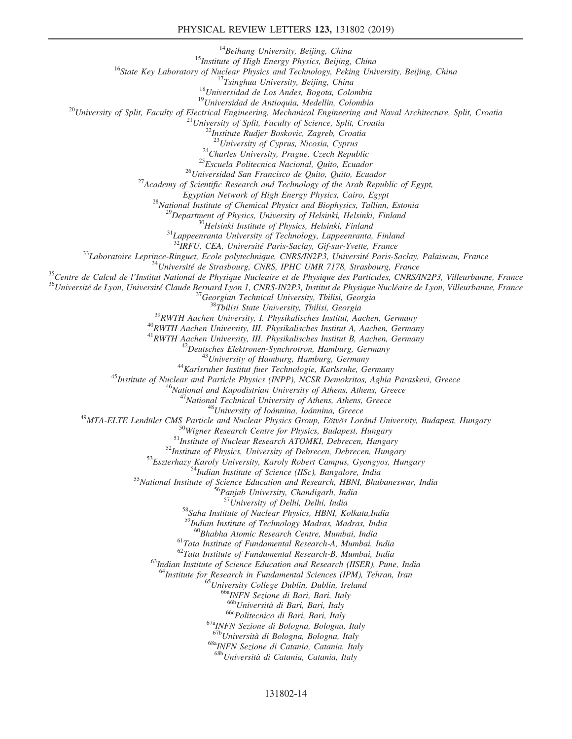[14]Beihang University, Beijing, China

[15]Institute of High Energy Physics, Beijing, China

[16]State Key Laboratory of Nuclear Physics and Technology, Peking University, Beijing, China

[17]Tsinghua University, Beijing, China

[18]Universidad de Los Andes, Bogota, Colombia

[19]Universidad de Antioquia, Medellin, Colombia

[20]University of Split, Faculty of Electrical Engineering, Mechanical Engineering and Naval Architecture, Split, Croatia

[21]University of Split, Faculty of Science, Split, Croatia

[22]Institute Rudjer Boskovic, Zagreb, Croatia

[23]University of Cyprus, Nicosia, Cyprus

[24]Charles University, Prague, Czech Republic

[25]Escuela Politecnica Nacional, Quito, Ecuador

[26]Universidad San Francisco de Quito, Quito, Ecuador

[27]Academy of Scientific Research and Technology of the Arab Republic of Egypt, Egyptian Network of High Energy Physics, Cairo, Egypt

[28]National Institute of Chemical Physics and Biophysics, Tallinn, Estonia

[29]Department of Physics, University of Helsinki, Helsinki, Finland

[30]Helsinki Institute of Physics, Helsinki, Finland

[31]Lappeenranta University of Technology, Lappeenranta, Finland

[32]IRFU, CEA, Université Paris-Saclay, Gif-sur-Yvette, France

[33]Laboratoire Leprince-Ringuet, Ecole polytechnique, CNRS/IN2P3, Université Paris-Saclay, Palaiseau, France

[34]Université de Strasbourg, CNRS, IPHC UMR 7178, Strasbourg, France

[35]Centre de Calcul de l'Institut National de Physique Nucleaire et de Physique des Particules, CNRS/IN2P3, Villeurbanne, France

[36]Université de Lyon, Université Claude Bernard Lyon 1, CNRS-IN2P3, Institut de Physique Nucléaire de Lyon, Villeurbanne, France

[37]Georgian Technical University, Tbilisi, Georgia

[38]Tbilisi State University, Tbilisi, Georgia

[39]RWTH Aachen University, I. Physikalisches Institut, Aachen, Germany

[40]RWTH Aachen University, III. Physikalisches Institut A, Aachen, Germany

[41]RWTH Aachen University, III. Physikalisches Institut B, Aachen, Germany

[42]Deutsches Elektronen-Synchrotron, Hamburg, Germany

[43]University of Hamburg, Hamburg, Germany

[44]Karlsruher Institut fuer Technologie, Karlsruhe, Germany

[45]Institute of Nuclear and Particle Physics (INPP), NCSR Demokritos, Aghia Paraskevi, Greece

[46]National and Kapodistrian University of Athens, Athens, Greece

[47]National Technical University of Athens, Athens, Greece

[48]University of Ioánnina, Ioánnina, Greece

[49]MTA-ELTE Lendület CMS Particle and Nuclear Physics Group, Eötvös Loránd University, Budapest, Hungary

[50]Wigner Research Centre for Physics, Budapest, Hungary

[51]Institute of Nuclear Research ATOMKI, Debrecen, Hungary

[52]Institute of Physics, University of Debrecen, Debrecen, Hungary

[53]Eszterhazy Karoly University, Karoly Robert Campus, Gyongyos, Hungary

[54]Indian Institute of Science (IISc), Bangalore, India

[55]National Institute of Science Education and Research, HBNI, Bhubaneswar, India

[56]Panjab University, Chandigarh, India

[57]University of Delhi, Delhi, India

[58]Saha Institute of Nuclear Physics, HBNI, Kolkata,India

[59]Indian Institute of Technology Madras, Madras, India

[60]Bhabha Atomic Research Centre, Mumbai, India

[61]Tata Institute of Fundamental Research-A, Mumbai, India

[62]Tata Institute of Fundamental Research-B, Mumbai, India

[63]Indian Institute of Science Education and Research (IISER), Pune, India

[64]Institute for Research in Fundamental Sciences (IPM), Tehran, Iran

[65]University College Dublin, Dublin, Ireland

[66a]INFN Sezione di Bari, Bari, Italy

[66b]Università di Bari, Bari, Italy

[66c]Politecnico di Bari, Bari, Italy

[67a]INFN Sezione di Bologna, Bologna, Italy

[67b]Università di Bologna, Bologna, Italy

[68a]INFN Sezione di Catania, Catania, Italy

[68b]Università di Catania, Catania, Italy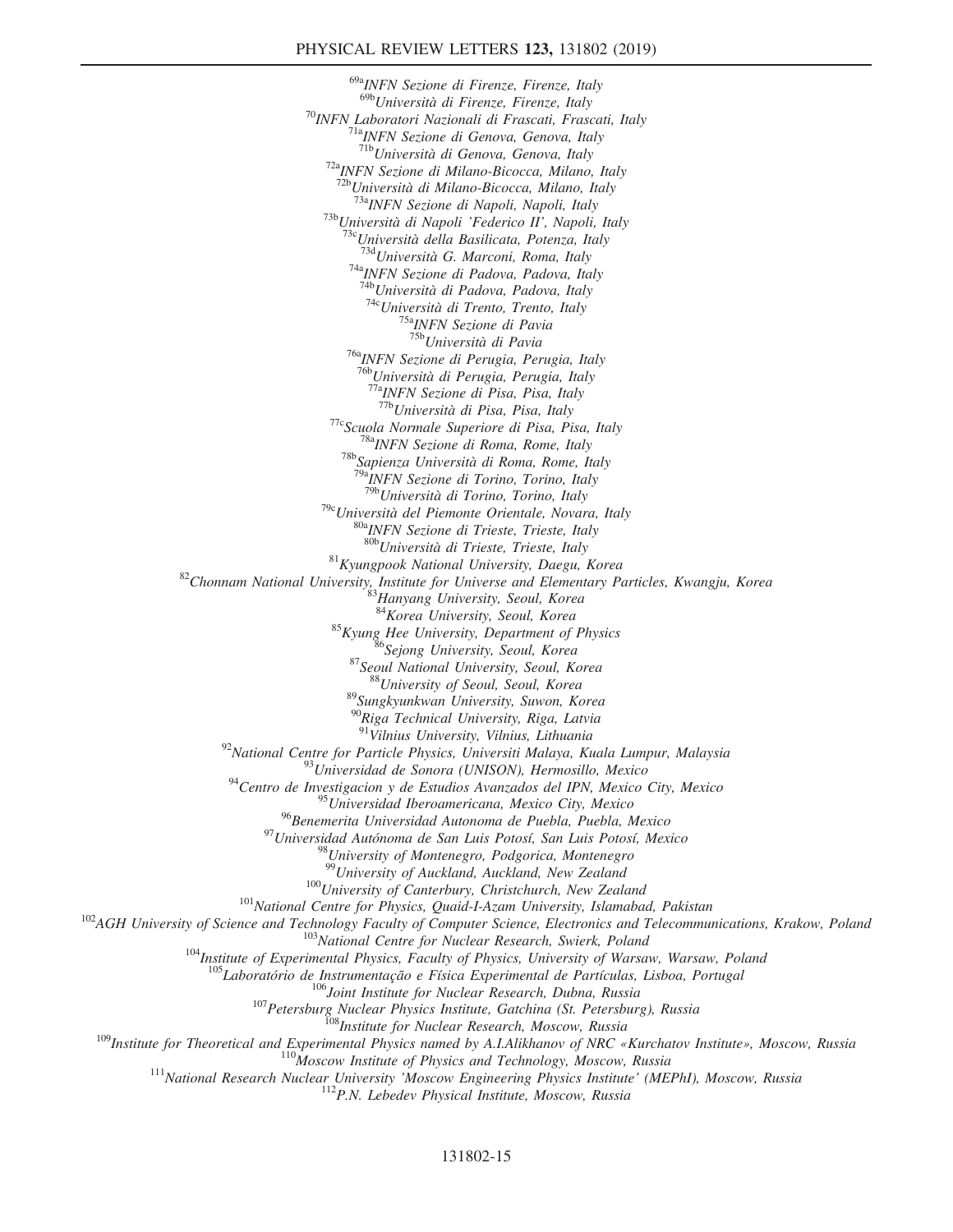[69a]INFN Sezione di Firenze, Firenze, Italy
[69b]Università di Firenze, Firenze, Italy
[70]INFN Laboratori Nazionali di Frascati, Frascati, Italy
[71a]INFN Sezione di Genova, Genova, Italy
[71b]Università di Genova, Genova, Italy
[72a]INFN Sezione di Milano-Bicocca, Milano, Italy
[72b]Università di Milano-Bicocca, Milano, Italy
[73a]INFN Sezione di Napoli, Napoli, Italy
[73b]Università di Napoli 'Federico II', Napoli, Italy
[73c]Università della Basilicata, Potenza, Italy
[73d]Università G. Marconi, Roma, Italy
[74a]INFN Sezione di Padova, Padova, Italy
[74b]Università di Padova, Padova, Italy
[74c]Università di Trento, Trento, Italy
[75a]INFN Sezione di Pavia
[75b]Università di Pavia
[76a]INFN Sezione di Perugia, Perugia, Italy
[76b]Università di Perugia, Perugia, Italy
[77a]INFN Sezione di Pisa, Pisa, Italy
[77b]Università di Pisa, Pisa, Italy
[77c]Scuola Normale Superiore di Pisa, Pisa, Italy
[78a]INFN Sezione di Roma, Rome, Italy
[78b]Sapienza Università di Roma, Rome, Italy
[79a]INFN Sezione di Torino, Torino, Italy
[79b]Università di Torino, Torino, Italy
[79c]Università del Piemonte Orientale, Novara, Italy
[80a]INFN Sezione di Trieste, Trieste, Italy
[80b]Università di Trieste, Trieste, Italy
[81]Kyungpook National University, Daegu, Korea
[82]Chonnam National University, Institute for Universe and Elementary Particles, Kwangju, Korea
[83]Hanyang University, Seoul, Korea
[84]Korea University, Seoul, Korea
[85]Kyung Hee University, Department of Physics
[86]Sejong University, Seoul, Korea
[87]Seoul National University, Seoul, Korea
[88]University of Seoul, Seoul, Korea
[89]Sungkyunkwan University, Suwon, Korea
[90]Riga Technical University, Riga, Latvia
[91]Vilnius University, Vilnius, Lithuania
[92]National Centre for Particle Physics, Universiti Malaya, Kuala Lumpur, Malaysia
[93]Universidad de Sonora (UNISON), Hermosillo, Mexico
[94]Centro de Investigacion y de Estudios Avanzados del IPN, Mexico City, Mexico
[95]Universidad Iberoamericana, Mexico City, Mexico
[96]Benemerita Universidad Autonoma de Puebla, Puebla, Mexico
[97]Universidad Autónoma de San Luis Potosí, San Luis Potosí, Mexico
[98]University of Montenegro, Podgorica, Montenegro
[99]University of Auckland, Auckland, New Zealand
[100]University of Canterbury, Christchurch, New Zealand
[101]National Centre for Physics, Quaid-I-Azam University, Islamabad, Pakistan
[102]AGH University of Science and Technology Faculty of Computer Science, Electronics and Telecommunications, Krakow, Poland
[103]National Centre for Nuclear Research, Swierk, Poland
[104]Institute of Experimental Physics, Faculty of Physics, University of Warsaw, Warsaw, Poland
[105]Laboratório de Instrumentação e Física Experimental de Partículas, Lisboa, Portugal
[106]Joint Institute for Nuclear Research, Dubna, Russia
[107]Petersburg Nuclear Physics Institute, Gatchina (St. Petersburg), Russia
[108]Institute for Nuclear Research, Moscow, Russia
[109]Institute for Theoretical and Experimental Physics named by A.I.Alikhanov of NRC «Kurchatov Institute», Moscow, Russia
[110]Moscow Institute of Physics and Technology, Moscow, Russia
[111]National Research Nuclear University 'Moscow Engineering Physics Institute' (MEPhI), Moscow, Russia
[112]P.N. Lebedev Physical Institute, Moscow, Russia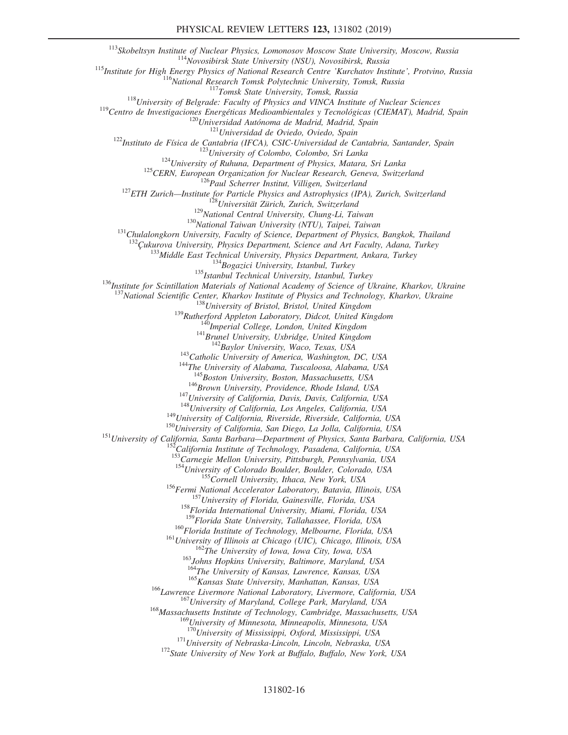[113]*Skobeltsyn Institute of Nuclear Physics, Lomonosov Moscow State University, Moscow, Russia*
[114]*Novosibirsk State University (NSU), Novosibirsk, Russia*
[115]*Institute for High Energy Physics of National Research Centre 'Kurchatov Institute', Protvino, Russia*
[116]*National Research Tomsk Polytechnic University, Tomsk, Russia*
[117]*Tomsk State University, Tomsk, Russia*
[118]*University of Belgrade: Faculty of Physics and VINCA Institute of Nuclear Sciences*
[119]*Centro de Investigaciones Energéticas Medioambientales y Tecnológicas (CIEMAT), Madrid, Spain*
[120]*Universidad Autónoma de Madrid, Madrid, Spain*
[121]*Universidad de Oviedo, Oviedo, Spain*
[122]*Instituto de Física de Cantabria (IFCA), CSIC-Universidad de Cantabria, Santander, Spain*
[123]*University of Colombo, Colombo, Sri Lanka*
[124]*University of Ruhuna, Department of Physics, Matara, Sri Lanka*
[125]*CERN, European Organization for Nuclear Research, Geneva, Switzerland*
[126]*Paul Scherrer Institut, Villigen, Switzerland*
[127]*ETH Zurich—Institute for Particle Physics and Astrophysics (IPA), Zurich, Switzerland*
[128]*Universität Zürich, Zurich, Switzerland*
[129]*National Central University, Chung-Li, Taiwan*
[130]*National Taiwan University (NTU), Taipei, Taiwan*
[131]*Chulalongkorn University, Faculty of Science, Department of Physics, Bangkok, Thailand*
[132]*Çukurova University, Physics Department, Science and Art Faculty, Adana, Turkey*
[133]*Middle East Technical University, Physics Department, Ankara, Turkey*
[134]*Bogazici University, Istanbul, Turkey*
[135]*Istanbul Technical University, Istanbul, Turkey*
[136]*Institute for Scintillation Materials of National Academy of Science of Ukraine, Kharkov, Ukraine*
[137]*National Scientific Center, Kharkov Institute of Physics and Technology, Kharkov, Ukraine*
[138]*University of Bristol, Bristol, United Kingdom*
[139]*Rutherford Appleton Laboratory, Didcot, United Kingdom*
[140]*Imperial College, London, United Kingdom*
[141]*Brunel University, Uxbridge, United Kingdom*
[142]*Baylor University, Waco, Texas, USA*
[143]*Catholic University of America, Washington, DC, USA*
[144]*The University of Alabama, Tuscaloosa, Alabama, USA*
[145]*Boston University, Boston, Massachusetts, USA*
[146]*Brown University, Providence, Rhode Island, USA*
[147]*University of California, Davis, Davis, California, USA*
[148]*University of California, Los Angeles, California, USA*
[149]*University of California, Riverside, Riverside, California, USA*
[150]*University of California, San Diego, La Jolla, California, USA*
[151]*University of California, Santa Barbara—Department of Physics, Santa Barbara, California, USA*
[152]*California Institute of Technology, Pasadena, California, USA*
[153]*Carnegie Mellon University, Pittsburgh, Pennsylvania, USA*
[154]*University of Colorado Boulder, Boulder, Colorado, USA*
[155]*Cornell University, Ithaca, New York, USA*
[156]*Fermi National Accelerator Laboratory, Batavia, Illinois, USA*
[157]*University of Florida, Gainesville, Florida, USA*
[158]*Florida International University, Miami, Florida, USA*
[159]*Florida State University, Tallahassee, Florida, USA*
[160]*Florida Institute of Technology, Melbourne, Florida, USA*
[161]*University of Illinois at Chicago (UIC), Chicago, Illinois, USA*
[162]*The University of Iowa, Iowa City, Iowa, USA*
[163]*Johns Hopkins University, Baltimore, Maryland, USA*
[164]*The University of Kansas, Lawrence, Kansas, USA*
[165]*Kansas State University, Manhattan, Kansas, USA*
[166]*Lawrence Livermore National Laboratory, Livermore, California, USA*
[167]*University of Maryland, College Park, Maryland, USA*
[168]*Massachusetts Institute of Technology, Cambridge, Massachusetts, USA*
[169]*University of Minnesota, Minneapolis, Minnesota, USA*
[170]*University of Mississippi, Oxford, Mississippi, USA*
[171]*University of Nebraska-Lincoln, Lincoln, Nebraska, USA*
[172]*State University of New York at Buffalo, Buffalo, New York, USA*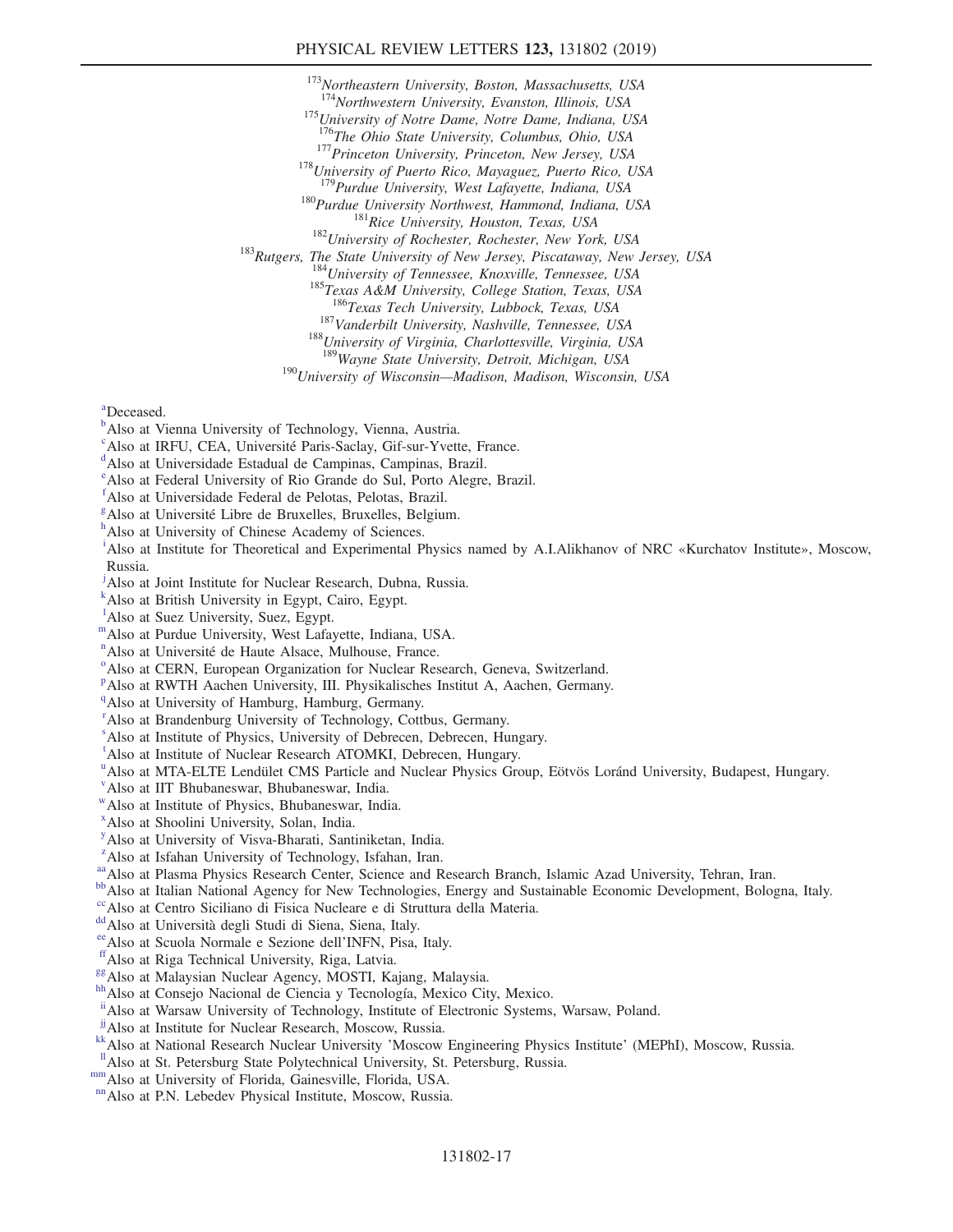[173]*Northeastern University, Boston, Massachusetts, USA*
[174]*Northwestern University, Evanston, Illinois, USA*
[175]*University of Notre Dame, Notre Dame, Indiana, USA*
[176]*The Ohio State University, Columbus, Ohio, USA*
[177]*Princeton University, Princeton, New Jersey, USA*
[178]*University of Puerto Rico, Mayaguez, Puerto Rico, USA*
[179]*Purdue University, West Lafayette, Indiana, USA*
[180]*Purdue University Northwest, Hammond, Indiana, USA*
[181]*Rice University, Houston, Texas, USA*
[182]*University of Rochester, Rochester, New York, USA*
[183]*Rutgers, The State University of New Jersey, Piscataway, New Jersey, USA*
[184]*University of Tennessee, Knoxville, Tennessee, USA*
[185]*Texas A&M University, College Station, Texas, USA*
[186]*Texas Tech University, Lubbock, Texas, USA*
[187]*Vanderbilt University, Nashville, Tennessee, USA*
[188]*University of Virginia, Charlottesville, Virginia, USA*
[189]*Wayne State University, Detroit, Michigan, USA*
[190]*University of Wisconsin—Madison, Madison, Wisconsin, USA*

[a]Deceased.
[b]Also at Vienna University of Technology, Vienna, Austria.
[c]Also at IRFU, CEA, Université Paris-Saclay, Gif-sur-Yvette, France.
[d]Also at Universidade Estadual de Campinas, Campinas, Brazil.
[e]Also at Federal University of Rio Grande do Sul, Porto Alegre, Brazil.
[f]Also at Universidade Federal de Pelotas, Pelotas, Brazil.
[g]Also at Université Libre de Bruxelles, Bruxelles, Belgium.
[h]Also at University of Chinese Academy of Sciences.
[i]Also at Institute for Theoretical and Experimental Physics named by A.I.Alikhanov of NRC «Kurchatov Institute», Moscow, Russia.
[j]Also at Joint Institute for Nuclear Research, Dubna, Russia.
[k]Also at British University in Egypt, Cairo, Egypt.
[l]Also at Suez University, Suez, Egypt.
[m]Also at Purdue University, West Lafayette, Indiana, USA.
[n]Also at Université de Haute Alsace, Mulhouse, France.
[o]Also at CERN, European Organization for Nuclear Research, Geneva, Switzerland.
[p]Also at RWTH Aachen University, III. Physikalisches Institut A, Aachen, Germany.
[q]Also at University of Hamburg, Hamburg, Germany.
[r]Also at Brandenburg University of Technology, Cottbus, Germany.
[s]Also at Institute of Physics, University of Debrecen, Debrecen, Hungary.
[t]Also at Institute of Nuclear Research ATOMKI, Debrecen, Hungary.
[u]Also at MTA-ELTE Lendület CMS Particle and Nuclear Physics Group, Eötvös Loránd University, Budapest, Hungary.
[v]Also at IIT Bhubaneswar, Bhubaneswar, India.
[w]Also at Institute of Physics, Bhubaneswar, India.
[x]Also at Shoolini University, Solan, India.
[y]Also at University of Visva-Bharati, Santiniketan, India.
[z]Also at Isfahan University of Technology, Isfahan, Iran.
[aa]Also at Plasma Physics Research Center, Science and Research Branch, Islamic Azad University, Tehran, Iran.
[bb]Also at Italian National Agency for New Technologies, Energy and Sustainable Economic Development, Bologna, Italy.
[cc]Also at Centro Siciliano di Fisica Nucleare e di Struttura della Materia.
[dd]Also at Università degli Studi di Siena, Siena, Italy.
[ee]Also at Scuola Normale e Sezione dell'INFN, Pisa, Italy.
[ff]Also at Riga Technical University, Riga, Latvia.
[gg]Also at Malaysian Nuclear Agency, MOSTI, Kajang, Malaysia.
[hh]Also at Consejo Nacional de Ciencia y Tecnología, Mexico City, Mexico.
[ii]Also at Warsaw University of Technology, Institute of Electronic Systems, Warsaw, Poland.
[jj]Also at Institute for Nuclear Research, Moscow, Russia.
[kk]Also at National Research Nuclear University 'Moscow Engineering Physics Institute' (MEPhI), Moscow, Russia.
[ll]Also at St. Petersburg State Polytechnical University, St. Petersburg, Russia.
[mm]Also at University of Florida, Gainesville, Florida, USA.
[nn]Also at P.N. Lebedev Physical Institute, Moscow, Russia.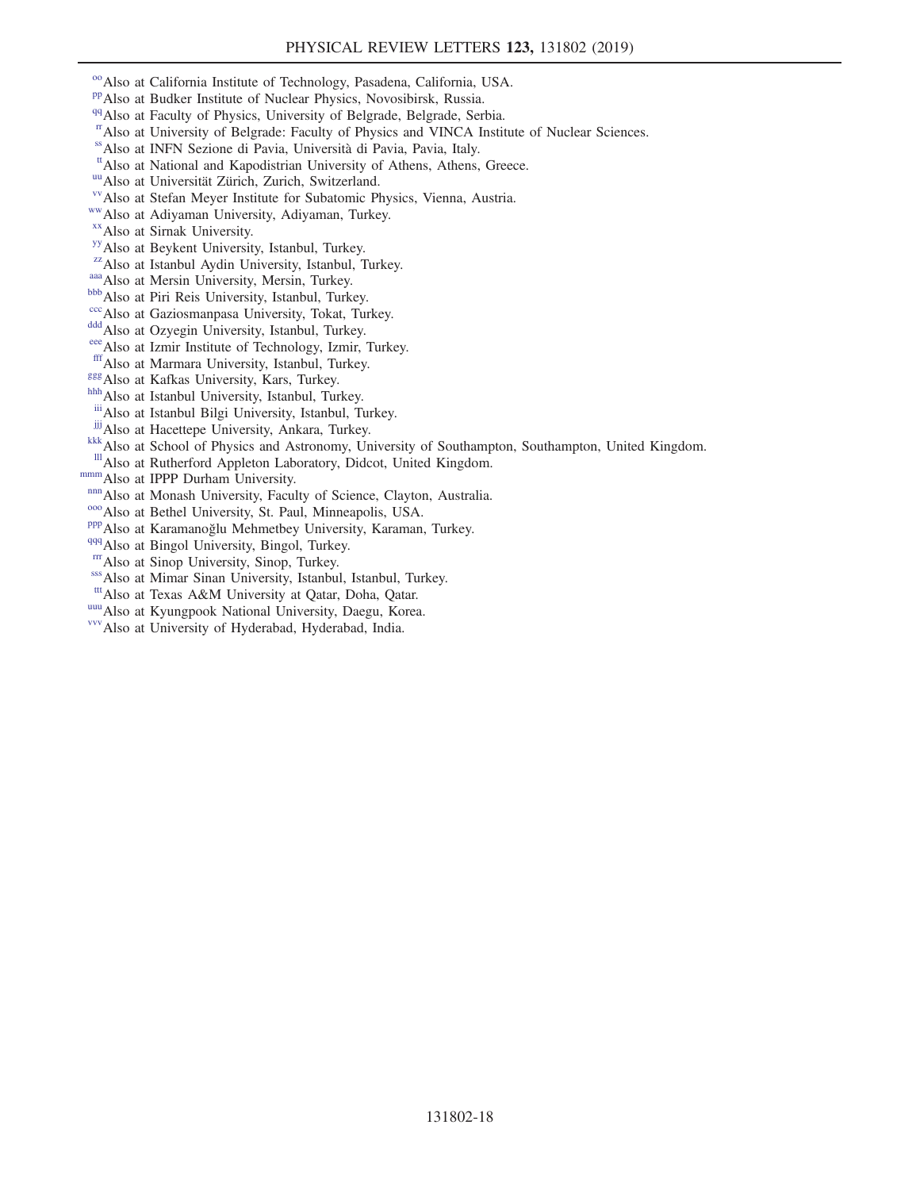[oo]Also at California Institute of Technology, Pasadena, California, USA.
[pp]Also at Budker Institute of Nuclear Physics, Novosibirsk, Russia.
[qq]Also at Faculty of Physics, University of Belgrade, Belgrade, Serbia.
[rr]Also at University of Belgrade: Faculty of Physics and VINCA Institute of Nuclear Sciences.
[ss]Also at INFN Sezione di Pavia, Università di Pavia, Pavia, Italy.
[tt]Also at National and Kapodistrian University of Athens, Athens, Greece.
[uu]Also at Universität Zürich, Zurich, Switzerland.
[vv]Also at Stefan Meyer Institute for Subatomic Physics, Vienna, Austria.
[ww]Also at Adiyaman University, Adiyaman, Turkey.
[xx]Also at Sirnak University.
[yy]Also at Beykent University, Istanbul, Turkey.
[zz]Also at Istanbul Aydin University, Istanbul, Turkey.
[aaa]Also at Mersin University, Mersin, Turkey.
[bbb]Also at Piri Reis University, Istanbul, Turkey.
[ccc]Also at Gaziosmanpasa University, Tokat, Turkey.
[ddd]Also at Ozyegin University, Istanbul, Turkey.
[eee]Also at Izmir Institute of Technology, Izmir, Turkey.
[fff]Also at Marmara University, Istanbul, Turkey.
[ggg]Also at Kafkas University, Kars, Turkey.
[hhh]Also at Istanbul University, Istanbul, Turkey.
[iii]Also at Istanbul Bilgi University, Istanbul, Turkey.
[jjj]Also at Hacettepe University, Ankara, Turkey.
[kkk]Also at School of Physics and Astronomy, University of Southampton, Southampton, United Kingdom.
[lll]Also at Rutherford Appleton Laboratory, Didcot, United Kingdom.
[mmm]Also at IPPP Durham University.
[nnn]Also at Monash University, Faculty of Science, Clayton, Australia.
[ooo]Also at Bethel University, St. Paul, Minneapolis, USA.
[ppp]Also at Karamanoğlu Mehmetbey University, Karaman, Turkey.
[qqq]Also at Bingol University, Bingol, Turkey.
[rrr]Also at Sinop University, Sinop, Turkey.
[sss]Also at Mimar Sinan University, Istanbul, Istanbul, Turkey.
[ttt]Also at Texas A&M University at Qatar, Doha, Qatar.
[uuu]Also at Kyungpook National University, Daegu, Korea.
[vvv]Also at University of Hyderabad, Hyderabad, India.